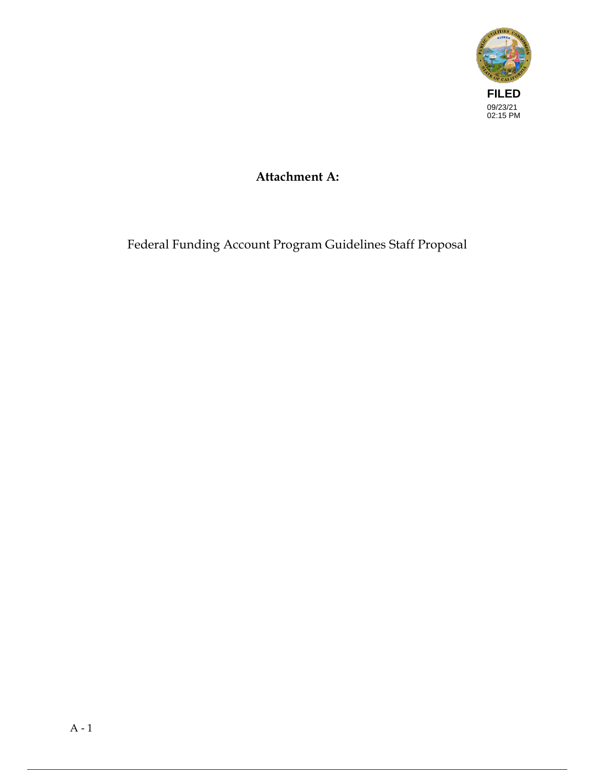FILED
09/23/21
02:15 PM

# Attachment A:

Federal Funding Account Program Guidelines Staff Proposal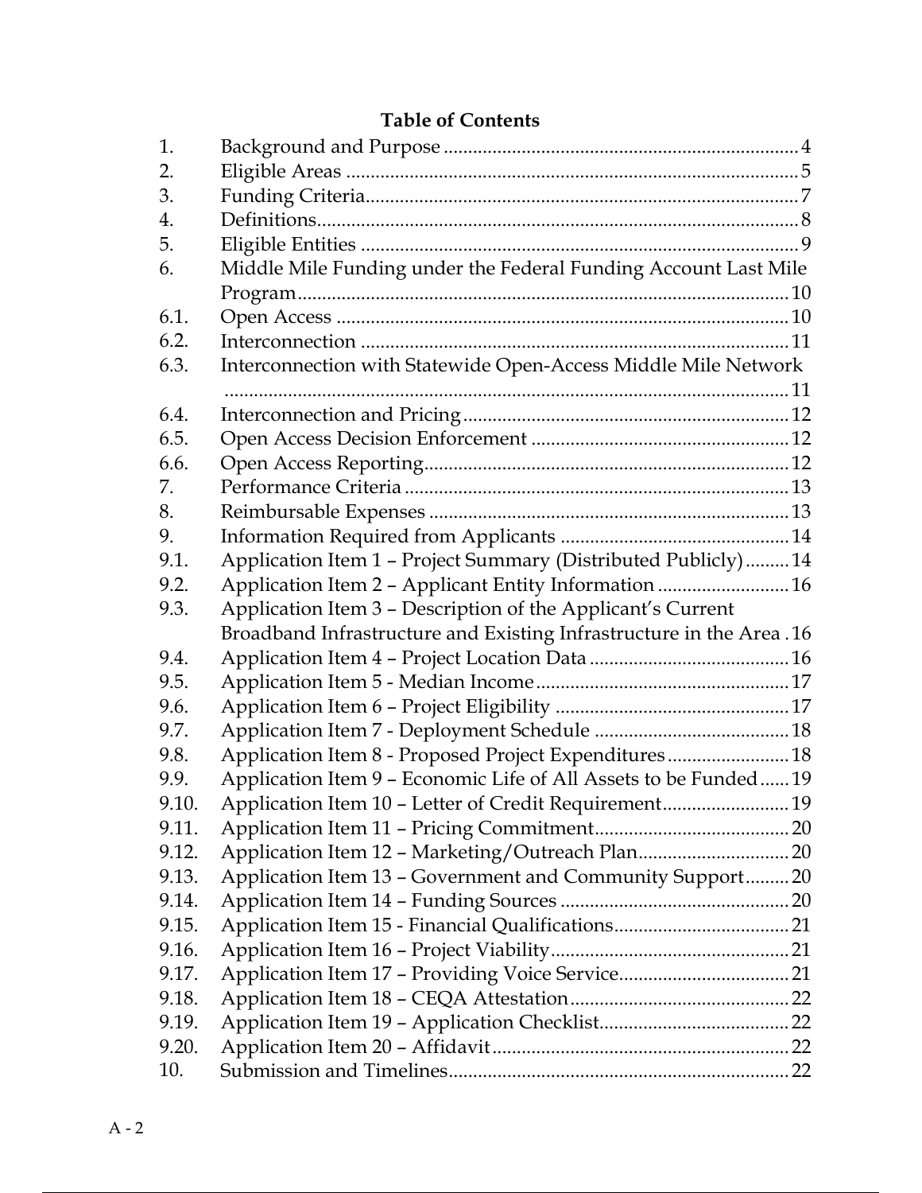**Table of Contents**

| | | |
|---|---|---|
| 1. | Background and Purpose | 4 |
| 2. | Eligible Areas | 5 |
| 3. | Funding Criteria | 7 |
| 4. | Definitions | 8 |
| 5. | Eligible Entities | 9 |
| 6. | Middle Mile Funding under the Federal Funding Account Last Mile Program | 10 |
| 6.1. | Open Access | 10 |
| 6.2. | Interconnection | 11 |
| 6.3. | Interconnection with Statewide Open-Access Middle Mile Network | 11 |
| 6.4. | Interconnection and Pricing | 12 |
| 6.5. | Open Access Decision Enforcement | 12 |
| 6.6. | Open Access Reporting | 12 |
| 7. | Performance Criteria | 13 |
| 8. | Reimbursable Expenses | 13 |
| 9. | Information Required from Applicants | 14 |
| 9.1. | Application Item 1 – Project Summary (Distributed Publicly) | 14 |
| 9.2. | Application Item 2 – Applicant Entity Information | 16 |
| 9.3. | Application Item 3 – Description of the Applicant's Current Broadband Infrastructure and Existing Infrastructure in the Area | 16 |
| 9.4. | Application Item 4 – Project Location Data | 16 |
| 9.5. | Application Item 5 - Median Income | 17 |
| 9.6. | Application Item 6 – Project Eligibility | 17 |
| 9.7. | Application Item 7 - Deployment Schedule | 18 |
| 9.8. | Application Item 8 - Proposed Project Expenditures | 18 |
| 9.9. | Application Item 9 – Economic Life of All Assets to be Funded | 19 |
| 9.10. | Application Item 10 – Letter of Credit Requirement | 19 |
| 9.11. | Application Item 11 – Pricing Commitment | 20 |
| 9.12. | Application Item 12 – Marketing/Outreach Plan | 20 |
| 9.13. | Application Item 13 – Government and Community Support | 20 |
| 9.14. | Application Item 14 – Funding Sources | 20 |
| 9.15. | Application Item 15 - Financial Qualifications | 21 |
| 9.16. | Application Item 16 – Project Viability | 21 |
| 9.17. | Application Item 17 – Providing Voice Service | 21 |
| 9.18. | Application Item 18 – CEQA Attestation | 22 |
| 9.19. | Application Item 19 – Application Checklist | 22 |
| 9.20. | Application Item 20 – Affidavit | 22 |
| 10. | Submission and Timelines | 22 |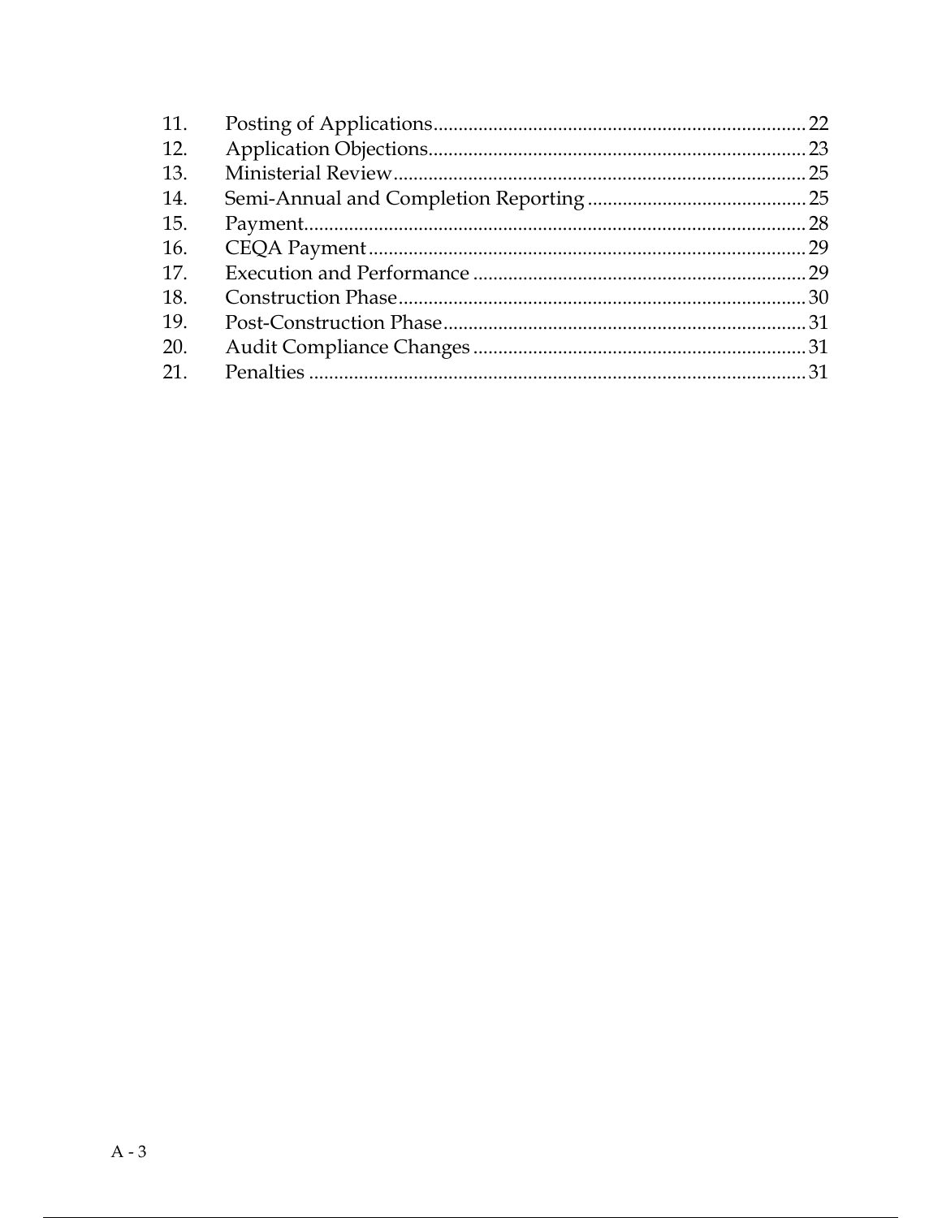| | | |
|---|---|---|
| 11. | Posting of Applications | 22 |
| 12. | Application Objections | 23 |
| 13. | Ministerial Review | 25 |
| 14. | Semi-Annual and Completion Reporting | 25 |
| 15. | Payment | 28 |
| 16. | CEQA Payment | 29 |
| 17. | Execution and Performance | 29 |
| 18. | Construction Phase | 30 |
| 19. | Post-Construction Phase | 31 |
| 20. | Audit Compliance Changes | 31 |
| 21. | Penalties | 31 |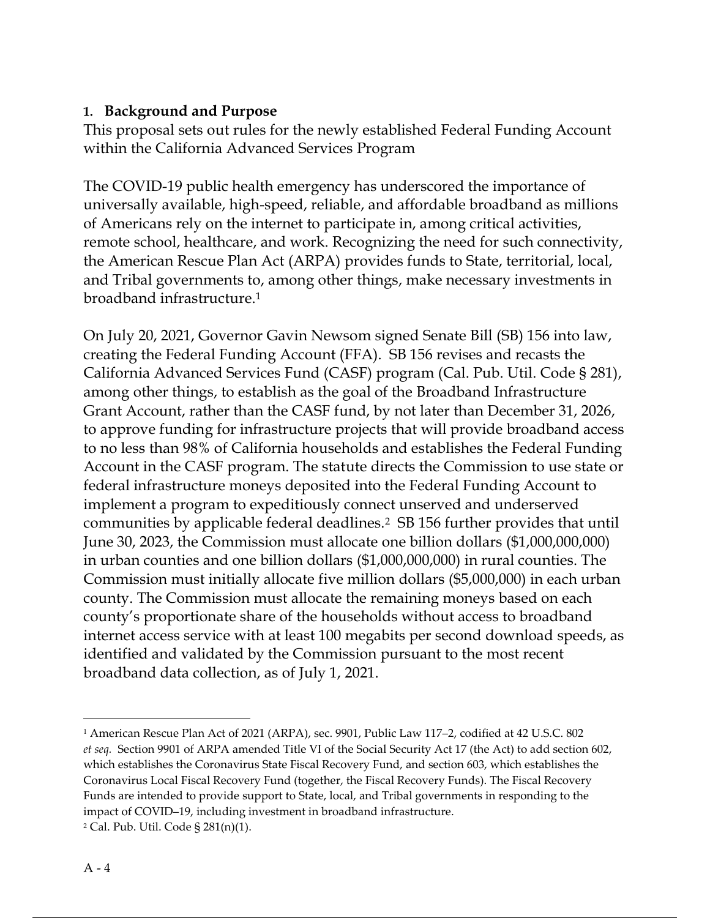## 1. Background and Purpose

This proposal sets out rules for the newly established Federal Funding Account within the California Advanced Services Program

The COVID-19 public health emergency has underscored the importance of universally available, high-speed, reliable, and affordable broadband as millions of Americans rely on the internet to participate in, among critical activities, remote school, healthcare, and work. Recognizing the need for such connectivity, the American Rescue Plan Act (ARPA) provides funds to State, territorial, local, and Tribal governments to, among other things, make necessary investments in broadband infrastructure.[1]

On July 20, 2021, Governor Gavin Newsom signed Senate Bill (SB) 156 into law, creating the Federal Funding Account (FFA). SB 156 revises and recasts the California Advanced Services Fund (CASF) program (Cal. Pub. Util. Code § 281), among other things, to establish as the goal of the Broadband Infrastructure Grant Account, rather than the CASF fund, by not later than December 31, 2026, to approve funding for infrastructure projects that will provide broadband access to no less than 98% of California households and establishes the Federal Funding Account in the CASF program. The statute directs the Commission to use state or federal infrastructure moneys deposited into the Federal Funding Account to implement a program to expeditiously connect unserved and underserved communities by applicable federal deadlines.[2] SB 156 further provides that until June 30, 2023, the Commission must allocate one billion dollars ($1,000,000,000) in urban counties and one billion dollars ($1,000,000,000) in rural counties. The Commission must initially allocate five million dollars ($5,000,000) in each urban county. The Commission must allocate the remaining moneys based on each county's proportionate share of the households without access to broadband internet access service with at least 100 megabits per second download speeds, as identified and validated by the Commission pursuant to the most recent broadband data collection, as of July 1, 2021.

---

[1] American Rescue Plan Act of 2021 (ARPA), sec. 9901, Public Law 117–2, codified at 42 U.S.C. 802 *et seq*. Section 9901 of ARPA amended Title VI of the Social Security Act 17 (the Act) to add section 602, which establishes the Coronavirus State Fiscal Recovery Fund, and section 603, which establishes the Coronavirus Local Fiscal Recovery Fund (together, the Fiscal Recovery Funds). The Fiscal Recovery Funds are intended to provide support to State, local, and Tribal governments in responding to the impact of COVID–19, including investment in broadband infrastructure.

[2] Cal. Pub. Util. Code § 281(n)(1).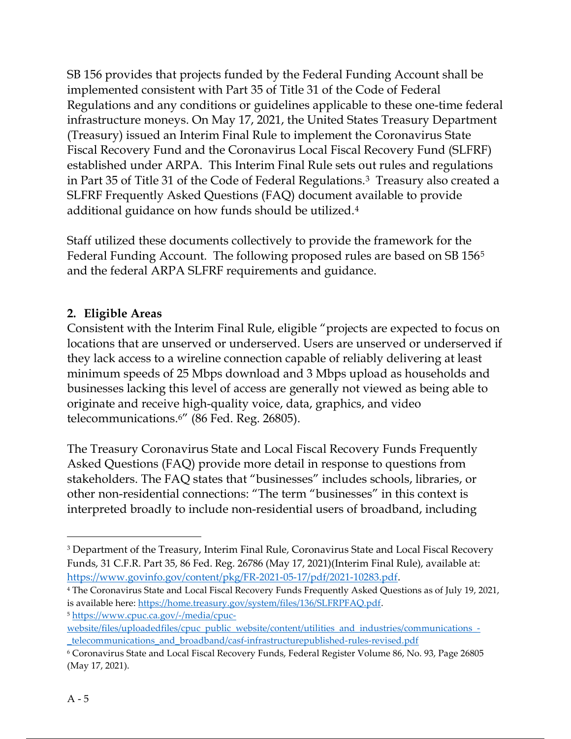SB 156 provides that projects funded by the Federal Funding Account shall be implemented consistent with Part 35 of Title 31 of the Code of Federal Regulations and any conditions or guidelines applicable to these one-time federal infrastructure moneys. On May 17, 2021, the United States Treasury Department (Treasury) issued an Interim Final Rule to implement the Coronavirus State Fiscal Recovery Fund and the Coronavirus Local Fiscal Recovery Fund (SLFRF) established under ARPA. This Interim Final Rule sets out rules and regulations in Part 35 of Title 31 of the Code of Federal Regulations.[3] Treasury also created a SLFRF Frequently Asked Questions (FAQ) document available to provide additional guidance on how funds should be utilized.[4]

Staff utilized these documents collectively to provide the framework for the Federal Funding Account. The following proposed rules are based on SB 156[5] and the federal ARPA SLFRF requirements and guidance.

## 2. Eligible Areas

Consistent with the Interim Final Rule, eligible "projects are expected to focus on locations that are unserved or underserved. Users are unserved or underserved if they lack access to a wireline connection capable of reliably delivering at least minimum speeds of 25 Mbps download and 3 Mbps upload as households and businesses lacking this level of access are generally not viewed as being able to originate and receive high-quality voice, data, graphics, and video telecommunications.[6]" (86 Fed. Reg. 26805).

The Treasury Coronavirus State and Local Fiscal Recovery Funds Frequently Asked Questions (FAQ) provide more detail in response to questions from stakeholders. The FAQ states that "businesses" includes schools, libraries, or other non-residential connections: "The term "businesses" in this context is interpreted broadly to include non-residential users of broadband, including

---

[3] Department of the Treasury, Interim Final Rule, Coronavirus State and Local Fiscal Recovery Funds, 31 C.F.R. Part 35, 86 Fed. Reg. 26786 (May 17, 2021)(Interim Final Rule), available at: https://www.govinfo.gov/content/pkg/FR-2021-05-17/pdf/2021-10283.pdf.

[4] The Coronavirus State and Local Fiscal Recovery Funds Frequently Asked Questions as of July 19, 2021, is available here: https://home.treasury.gov/system/files/136/SLFRPFAQ.pdf.

[5] https://www.cpuc.ca.gov/-/media/cpuc-website/files/uploadedfiles/cpuc_public_website/content/utilities_and_industries/communications_-_telecommunications_and_broadband/casf-infrastructurepublished-rules-revised.pdf

[6] Coronavirus State and Local Fiscal Recovery Funds, Federal Register Volume 86, No. 93, Page 26805 (May 17, 2021).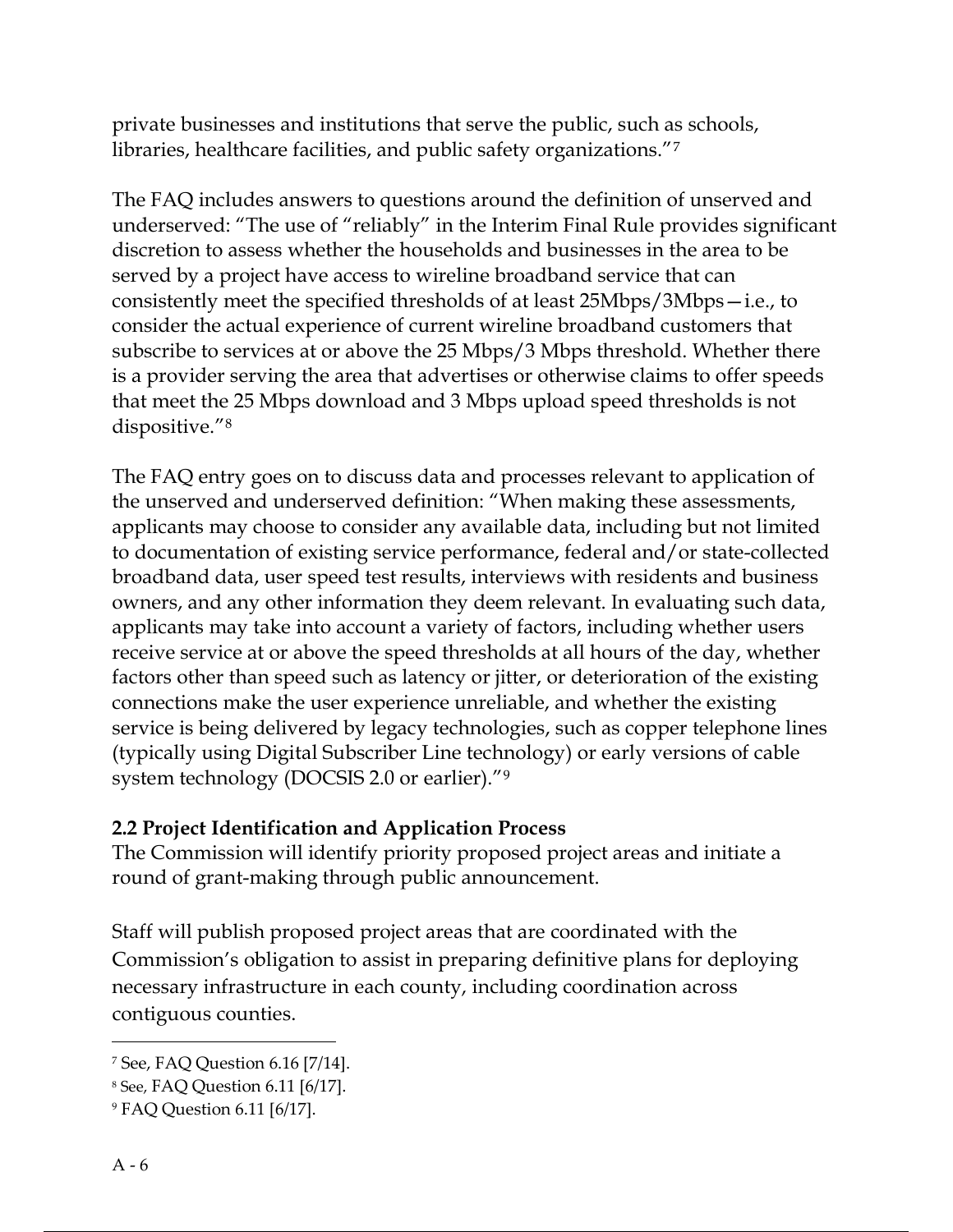private businesses and institutions that serve the public, such as schools, libraries, healthcare facilities, and public safety organizations."[7]

The FAQ includes answers to questions around the definition of unserved and underserved: "The use of "reliably" in the Interim Final Rule provides significant discretion to assess whether the households and businesses in the area to be served by a project have access to wireline broadband service that can consistently meet the specified thresholds of at least 25Mbps/3Mbps—i.e., to consider the actual experience of current wireline broadband customers that subscribe to services at or above the 25 Mbps/3 Mbps threshold. Whether there is a provider serving the area that advertises or otherwise claims to offer speeds that meet the 25 Mbps download and 3 Mbps upload speed thresholds is not dispositive."[8]

The FAQ entry goes on to discuss data and processes relevant to application of the unserved and underserved definition: "When making these assessments, applicants may choose to consider any available data, including but not limited to documentation of existing service performance, federal and/or state-collected broadband data, user speed test results, interviews with residents and business owners, and any other information they deem relevant. In evaluating such data, applicants may take into account a variety of factors, including whether users receive service at or above the speed thresholds at all hours of the day, whether factors other than speed such as latency or jitter, or deterioration of the existing connections make the user experience unreliable, and whether the existing service is being delivered by legacy technologies, such as copper telephone lines (typically using Digital Subscriber Line technology) or early versions of cable system technology (DOCSIS 2.0 or earlier)."[9]

**2.2 Project Identification and Application Process**

The Commission will identify priority proposed project areas and initiate a round of grant-making through public announcement.

Staff will publish proposed project areas that are coordinated with the Commission's obligation to assist in preparing definitive plans for deploying necessary infrastructure in each county, including coordination across contiguous counties.

---

[7] See, FAQ Question 6.16 [7/14].

[8] See, FAQ Question 6.11 [6/17].

[9] FAQ Question 6.11 [6/17].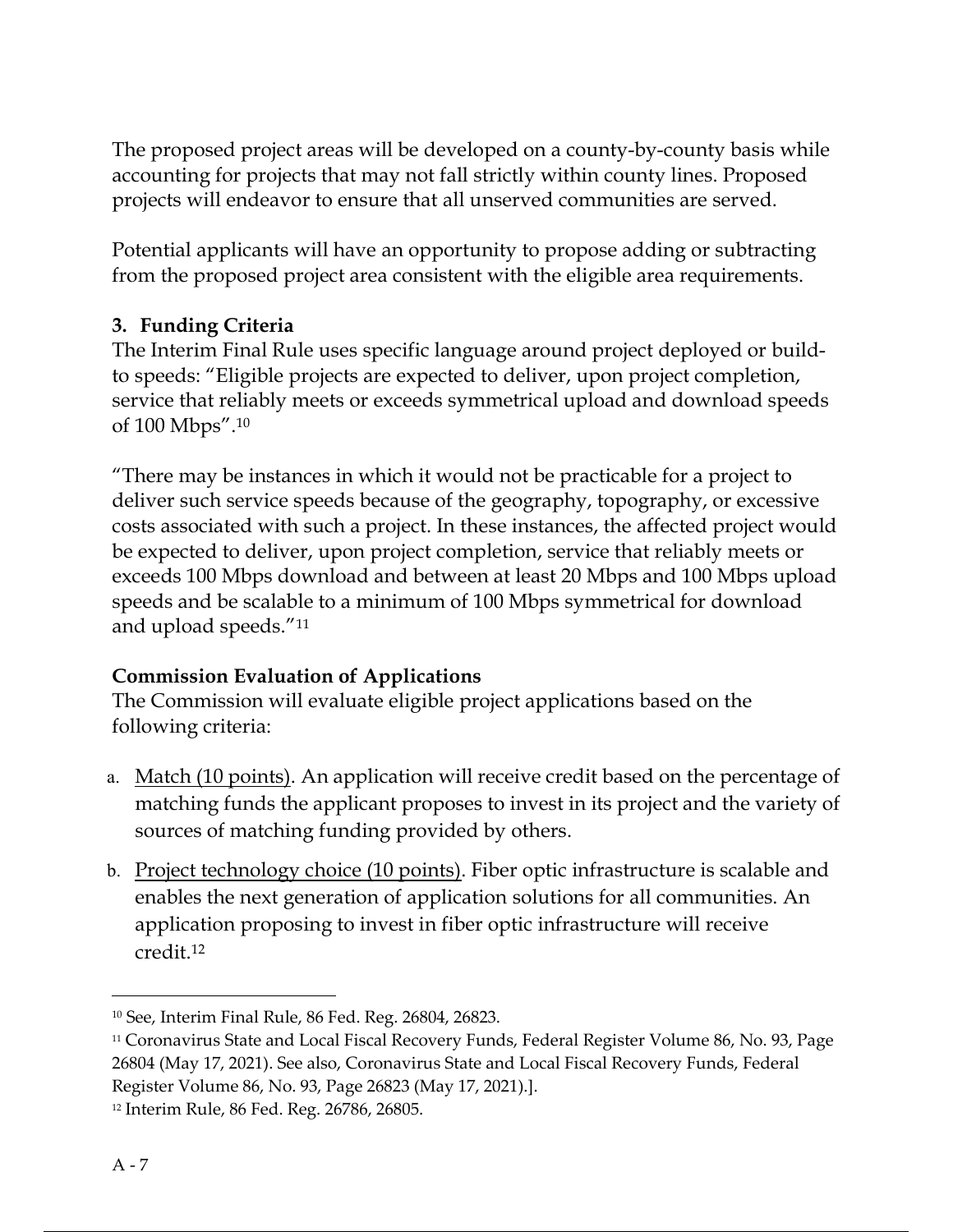The proposed project areas will be developed on a county-by-county basis while accounting for projects that may not fall strictly within county lines. Proposed projects will endeavor to ensure that all unserved communities are served.

Potential applicants will have an opportunity to propose adding or subtracting from the proposed project area consistent with the eligible area requirements.

**3. Funding Criteria**

The Interim Final Rule uses specific language around project deployed or build-to speeds: "Eligible projects are expected to deliver, upon project completion, service that reliably meets or exceeds symmetrical upload and download speeds of 100 Mbps".[10]

"There may be instances in which it would not be practicable for a project to deliver such service speeds because of the geography, topography, or excessive costs associated with such a project. In these instances, the affected project would be expected to deliver, upon project completion, service that reliably meets or exceeds 100 Mbps download and between at least 20 Mbps and 100 Mbps upload speeds and be scalable to a minimum of 100 Mbps symmetrical for download and upload speeds."[11]

**Commission Evaluation of Applications**

The Commission will evaluate eligible project applications based on the following criteria:

a. Match (10 points). An application will receive credit based on the percentage of matching funds the applicant proposes to invest in its project and the variety of sources of matching funding provided by others.

b. Project technology choice (10 points). Fiber optic infrastructure is scalable and enables the next generation of application solutions for all communities. An application proposing to invest in fiber optic infrastructure will receive credit.[12]

---

[10] See, Interim Final Rule, 86 Fed. Reg. 26804, 26823.

[11] Coronavirus State and Local Fiscal Recovery Funds, Federal Register Volume 86, No. 93, Page 26804 (May 17, 2021). See also, Coronavirus State and Local Fiscal Recovery Funds, Federal Register Volume 86, No. 93, Page 26823 (May 17, 2021).].

[12] Interim Rule, 86 Fed. Reg. 26786, 26805.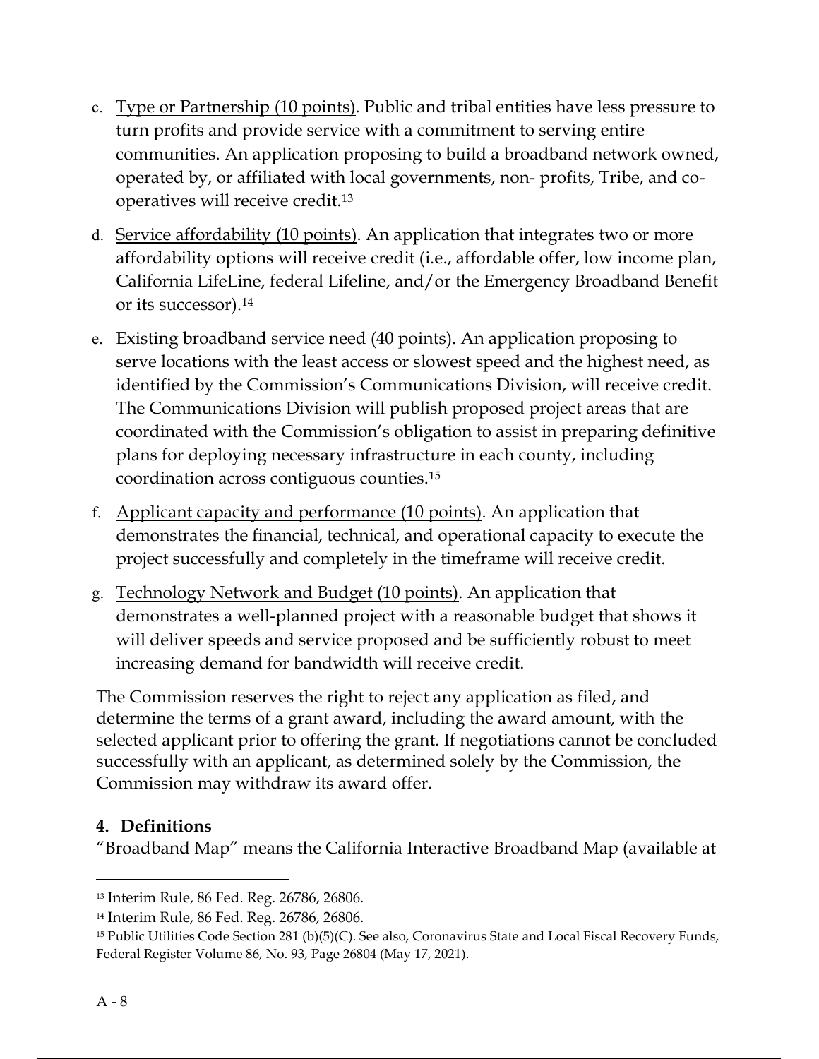c. <u>Type or Partnership (10 points)</u>. Public and tribal entities have less pressure to turn profits and provide service with a commitment to serving entire communities. An application proposing to build a broadband network owned, operated by, or affiliated with local governments, non- profits, Tribe, and co-operatives will receive credit.[13]

d. <u>Service affordability (10 points)</u>. An application that integrates two or more affordability options will receive credit (i.e., affordable offer, low income plan, California LifeLine, federal Lifeline, and/or the Emergency Broadband Benefit or its successor).[14]

e. <u>Existing broadband service need (40 points)</u>. An application proposing to serve locations with the least access or slowest speed and the highest need, as identified by the Commission's Communications Division, will receive credit. The Communications Division will publish proposed project areas that are coordinated with the Commission's obligation to assist in preparing definitive plans for deploying necessary infrastructure in each county, including coordination across contiguous counties.[15]

f. <u>Applicant capacity and performance (10 points)</u>. An application that demonstrates the financial, technical, and operational capacity to execute the project successfully and completely in the timeframe will receive credit.

g. <u>Technology Network and Budget (10 points)</u>. An application that demonstrates a well-planned project with a reasonable budget that shows it will deliver speeds and service proposed and be sufficiently robust to meet increasing demand for bandwidth will receive credit.

The Commission reserves the right to reject any application as filed, and determine the terms of a grant award, including the award amount, with the selected applicant prior to offering the grant. If negotiations cannot be concluded successfully with an applicant, as determined solely by the Commission, the Commission may withdraw its award offer.

**4. Definitions**

"Broadband Map" means the California Interactive Broadband Map (available at

---

[13] Interim Rule, 86 Fed. Reg. 26786, 26806.

[14] Interim Rule, 86 Fed. Reg. 26786, 26806.

[15] Public Utilities Code Section 281 (b)(5)(C). See also, Coronavirus State and Local Fiscal Recovery Funds, Federal Register Volume 86, No. 93, Page 26804 (May 17, 2021).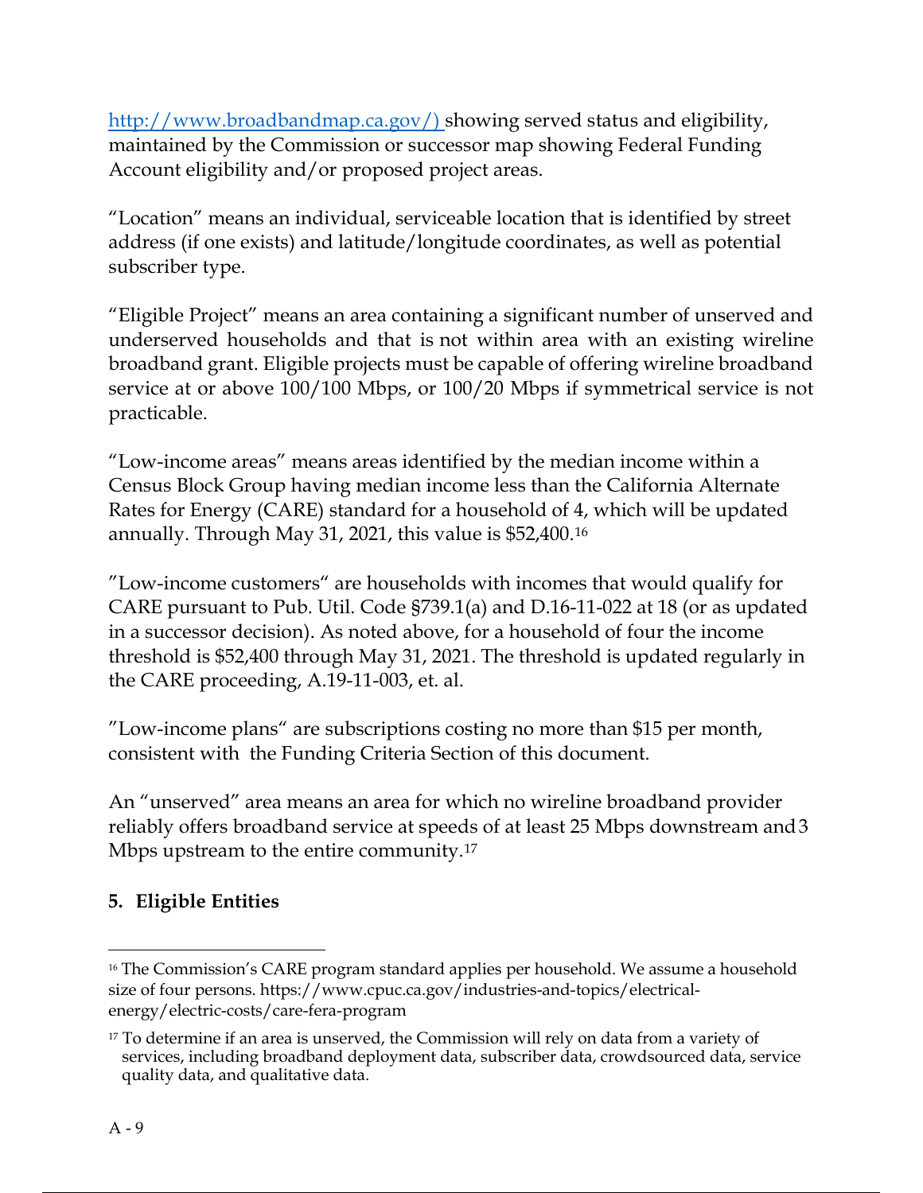http://www.broadbandmap.ca.gov/) showing served status and eligibility, maintained by the Commission or successor map showing Federal Funding Account eligibility and/or proposed project areas.

"Location" means an individual, serviceable location that is identified by street address (if one exists) and latitude/longitude coordinates, as well as potential subscriber type.

"Eligible Project" means an area containing a significant number of unserved and underserved households and that is not within area with an existing wireline broadband grant. Eligible projects must be capable of offering wireline broadband service at or above 100/100 Mbps, or 100/20 Mbps if symmetrical service is not practicable.

"Low-income areas" means areas identified by the median income within a Census Block Group having median income less than the California Alternate Rates for Energy (CARE) standard for a household of 4, which will be updated annually. Through May 31, 2021, this value is $52,400.[16]

"Low-income customers" are households with incomes that would qualify for CARE pursuant to Pub. Util. Code §739.1(a) and D.16-11-022 at 18 (or as updated in a successor decision). As noted above, for a household of four the income threshold is $52,400 through May 31, 2021. The threshold is updated regularly in the CARE proceeding, A.19-11-003, et. al.

"Low-income plans" are subscriptions costing no more than $15 per month, consistent with the Funding Criteria Section of this document.

An "unserved" area means an area for which no wireline broadband provider reliably offers broadband service at speeds of at least 25 Mbps downstream and 3 Mbps upstream to the entire community.[17]

## 5. Eligible Entities

[16] The Commission's CARE program standard applies per household. We assume a household size of four persons. https://www.cpuc.ca.gov/industries-and-topics/electrical-energy/electric-costs/care-fera-program

[17] To determine if an area is unserved, the Commission will rely on data from a variety of services, including broadband deployment data, subscriber data, crowdsourced data, service quality data, and qualitative data.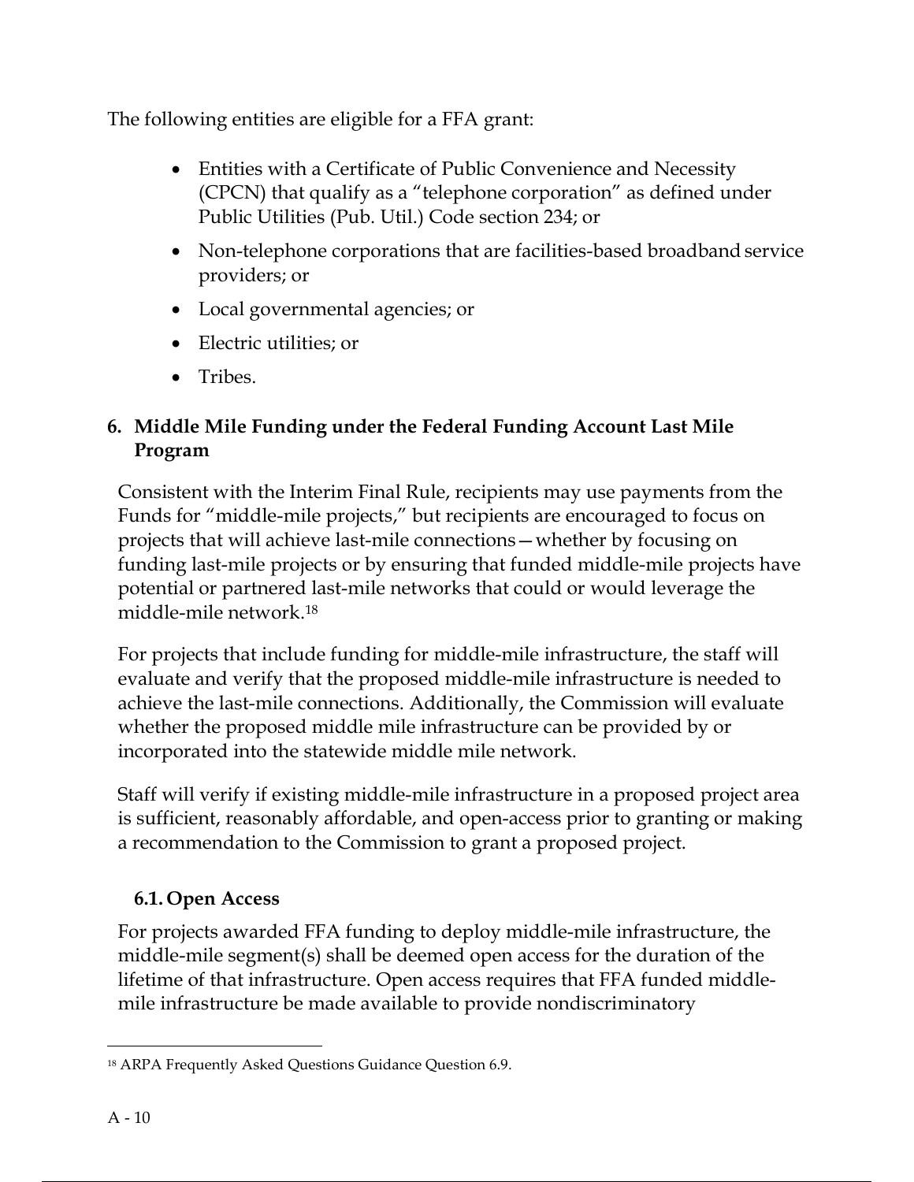The following entities are eligible for a FFA grant:

- Entities with a Certificate of Public Convenience and Necessity (CPCN) that qualify as a "telephone corporation" as defined under Public Utilities (Pub. Util.) Code section 234; or
- Non-telephone corporations that are facilities-based broadband service providers; or
- Local governmental agencies; or
- Electric utilities; or
- Tribes.

## 6. Middle Mile Funding under the Federal Funding Account Last Mile Program

Consistent with the Interim Final Rule, recipients may use payments from the Funds for "middle-mile projects," but recipients are encouraged to focus on projects that will achieve last-mile connections—whether by focusing on funding last-mile projects or by ensuring that funded middle-mile projects have potential or partnered last-mile networks that could or would leverage the middle-mile network.[18]

For projects that include funding for middle-mile infrastructure, the staff will evaluate and verify that the proposed middle-mile infrastructure is needed to achieve the last-mile connections. Additionally, the Commission will evaluate whether the proposed middle mile infrastructure can be provided by or incorporated into the statewide middle mile network.

Staff will verify if existing middle-mile infrastructure in a proposed project area is sufficient, reasonably affordable, and open-access prior to granting or making a recommendation to the Commission to grant a proposed project.

### 6.1. Open Access

For projects awarded FFA funding to deploy middle-mile infrastructure, the middle-mile segment(s) shall be deemed open access for the duration of the lifetime of that infrastructure. Open access requires that FFA funded middle-mile infrastructure be made available to provide nondiscriminatory

[18] ARPA Frequently Asked Questions Guidance Question 6.9.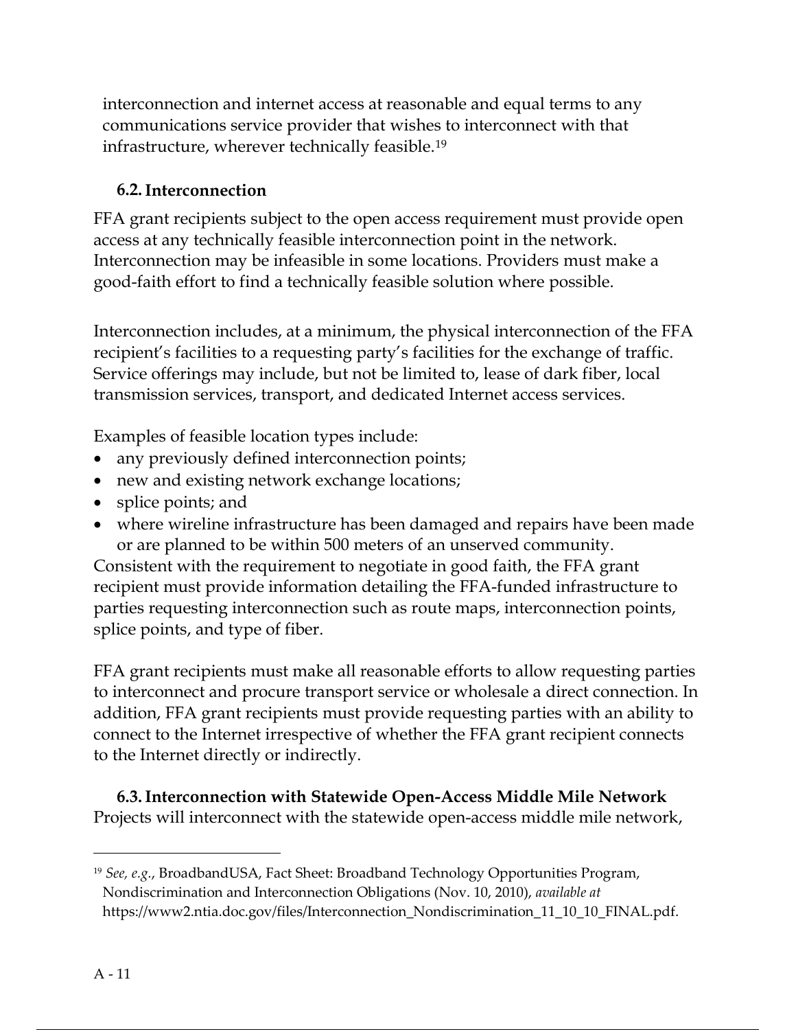interconnection and internet access at reasonable and equal terms to any communications service provider that wishes to interconnect with that infrastructure, wherever technically feasible.[19]

### 6.2. Interconnection

FFA grant recipients subject to the open access requirement must provide open access at any technically feasible interconnection point in the network. Interconnection may be infeasible in some locations. Providers must make a good-faith effort to find a technically feasible solution where possible.

Interconnection includes, at a minimum, the physical interconnection of the FFA recipient's facilities to a requesting party's facilities for the exchange of traffic. Service offerings may include, but not be limited to, lease of dark fiber, local transmission services, transport, and dedicated Internet access services.

Examples of feasible location types include:

- any previously defined interconnection points;
- new and existing network exchange locations;
- splice points; and
- where wireline infrastructure has been damaged and repairs have been made or are planned to be within 500 meters of an unserved community.

Consistent with the requirement to negotiate in good faith, the FFA grant recipient must provide information detailing the FFA-funded infrastructure to parties requesting interconnection such as route maps, interconnection points, splice points, and type of fiber.

FFA grant recipients must make all reasonable efforts to allow requesting parties to interconnect and procure transport service or wholesale a direct connection. In addition, FFA grant recipients must provide requesting parties with an ability to connect to the Internet irrespective of whether the FFA grant recipient connects to the Internet directly or indirectly.

### 6.3. Interconnection with Statewide Open-Access Middle Mile Network

Projects will interconnect with the statewide open-access middle mile network,

---

[19] *See, e.g.*, BroadbandUSA, Fact Sheet: Broadband Technology Opportunities Program, Nondiscrimination and Interconnection Obligations (Nov. 10, 2010), *available at* https://www2.ntia.doc.gov/files/Interconnection_Nondiscrimination_11_10_10_FINAL.pdf.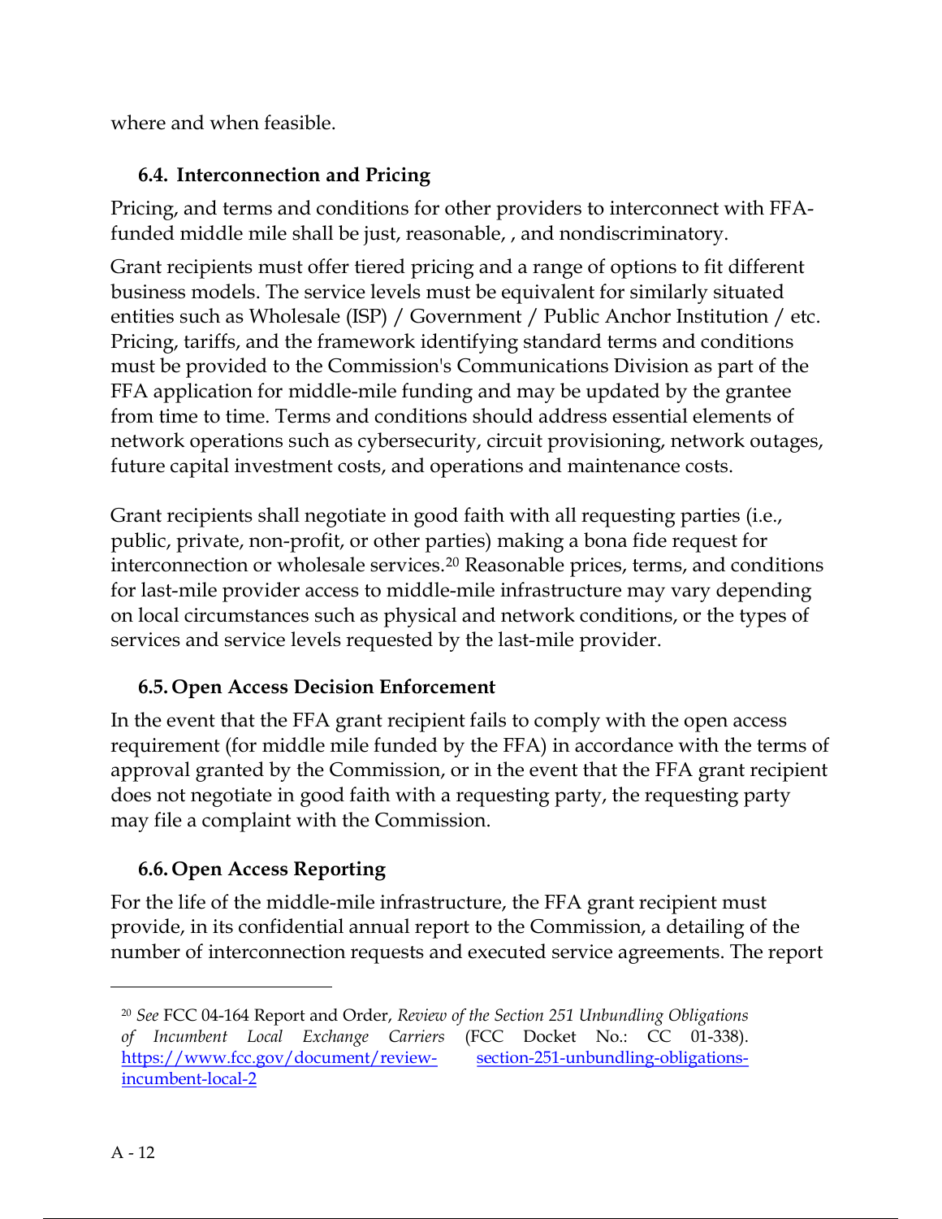where and when feasible.

### 6.4. Interconnection and Pricing

Pricing, and terms and conditions for other providers to interconnect with FFA-funded middle mile shall be just, reasonable, , and nondiscriminatory.

Grant recipients must offer tiered pricing and a range of options to fit different business models. The service levels must be equivalent for similarly situated entities such as Wholesale (ISP) / Government / Public Anchor Institution / etc. Pricing, tariffs, and the framework identifying standard terms and conditions must be provided to the Commission's Communications Division as part of the FFA application for middle-mile funding and may be updated by the grantee from time to time. Terms and conditions should address essential elements of network operations such as cybersecurity, circuit provisioning, network outages, future capital investment costs, and operations and maintenance costs.

Grant recipients shall negotiate in good faith with all requesting parties (i.e., public, private, non-profit, or other parties) making a bona fide request for interconnection or wholesale services.[20] Reasonable prices, terms, and conditions for last-mile provider access to middle-mile infrastructure may vary depending on local circumstances such as physical and network conditions, or the types of services and service levels requested by the last-mile provider.

### 6.5. Open Access Decision Enforcement

In the event that the FFA grant recipient fails to comply with the open access requirement (for middle mile funded by the FFA) in accordance with the terms of approval granted by the Commission, or in the event that the FFA grant recipient does not negotiate in good faith with a requesting party, the requesting party may file a complaint with the Commission.

### 6.6. Open Access Reporting

For the life of the middle-mile infrastructure, the FFA grant recipient must provide, in its confidential annual report to the Commission, a detailing of the number of interconnection requests and executed service agreements. The report

---

[20] *See* FCC 04-164 Report and Order, *Review of the Section 251 Unbundling Obligations of Incumbent Local Exchange Carriers* (FCC Docket No.: CC 01-338). https://www.fcc.gov/document/review-section-251-unbundling-obligations-incumbent-local-2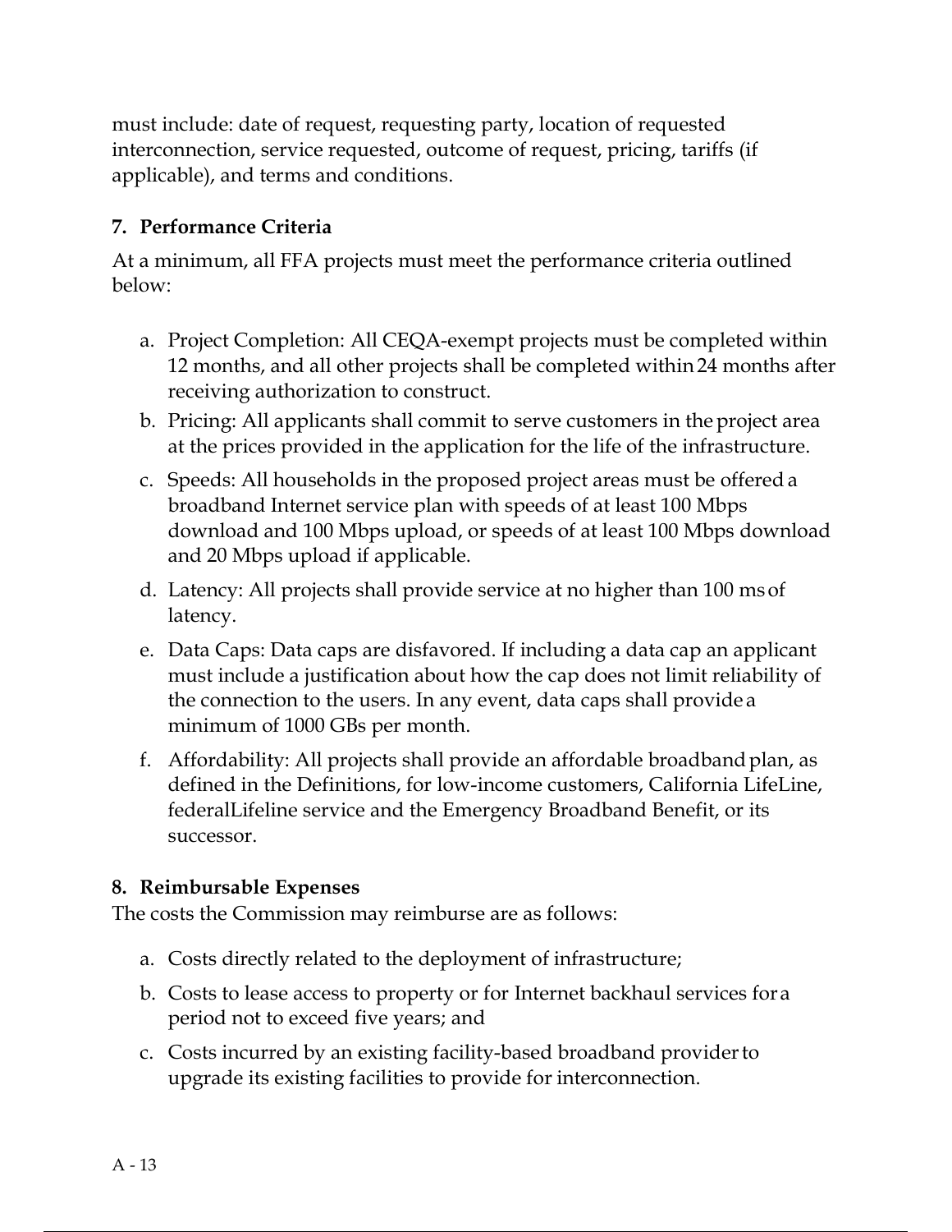must include: date of request, requesting party, location of requested interconnection, service requested, outcome of request, pricing, tariffs (if applicable), and terms and conditions.

### 7. Performance Criteria

At a minimum, all FFA projects must meet the performance criteria outlined below:

a. Project Completion: All CEQA-exempt projects must be completed within 12 months, and all other projects shall be completed within 24 months after receiving authorization to construct.

b. Pricing: All applicants shall commit to serve customers in the project area at the prices provided in the application for the life of the infrastructure.

c. Speeds: All households in the proposed project areas must be offered a broadband Internet service plan with speeds of at least 100 Mbps download and 100 Mbps upload, or speeds of at least 100 Mbps download and 20 Mbps upload if applicable.

d. Latency: All projects shall provide service at no higher than 100 ms of latency.

e. Data Caps: Data caps are disfavored. If including a data cap an applicant must include a justification about how the cap does not limit reliability of the connection to the users. In any event, data caps shall provide a minimum of 1000 GBs per month.

f. Affordability: All projects shall provide an affordable broadband plan, as defined in the Definitions, for low-income customers, California LifeLine, federalLifeline service and the Emergency Broadband Benefit, or its successor.

### 8. Reimbursable Expenses

The costs the Commission may reimburse are as follows:

a. Costs directly related to the deployment of infrastructure;

b. Costs to lease access to property or for Internet backhaul services for a period not to exceed five years; and

c. Costs incurred by an existing facility-based broadband provider to upgrade its existing facilities to provide for interconnection.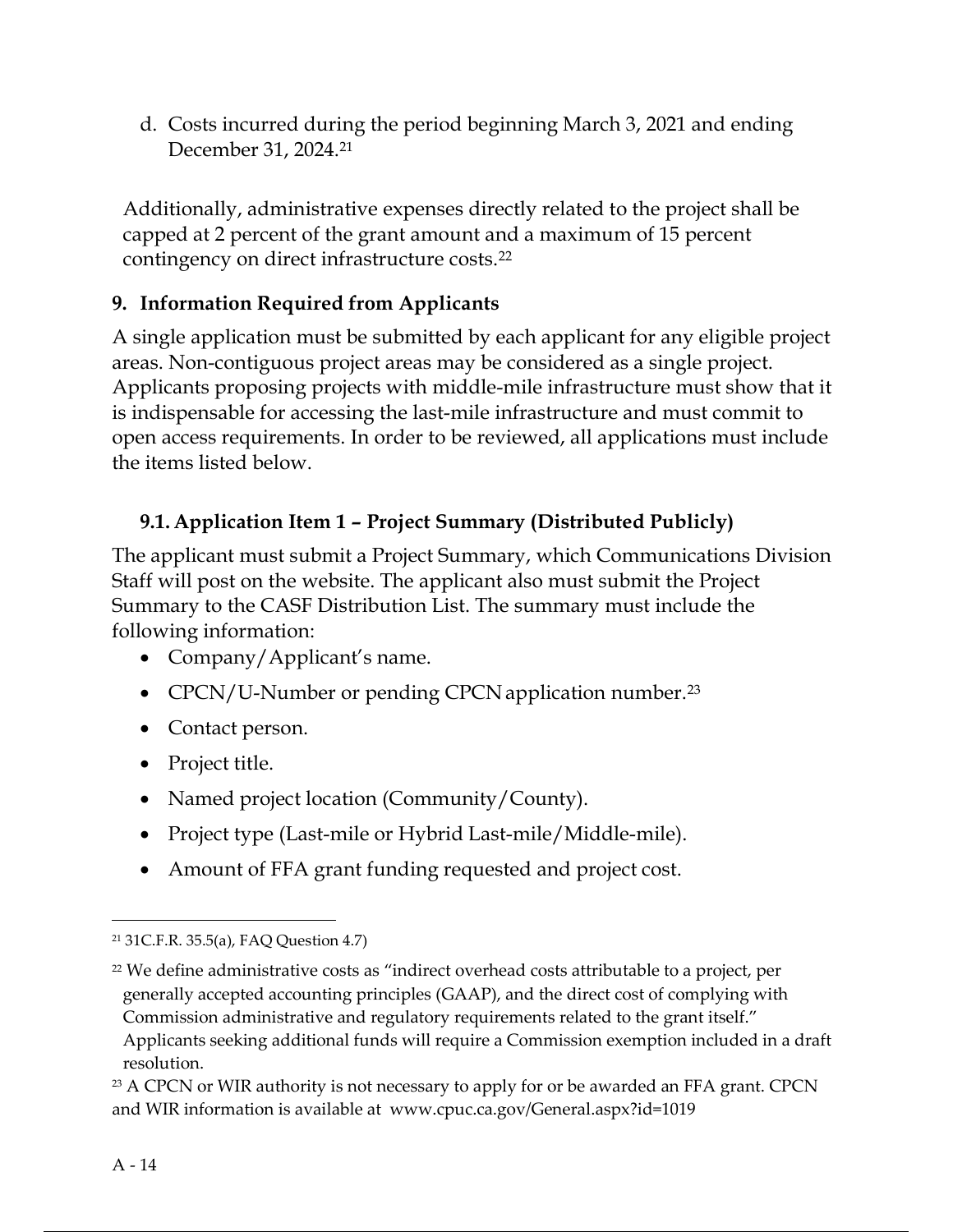d. Costs incurred during the period beginning March 3, 2021 and ending December 31, 2024.[21]

Additionally, administrative expenses directly related to the project shall be capped at 2 percent of the grant amount and a maximum of 15 percent contingency on direct infrastructure costs.[22]

## 9. Information Required from Applicants

A single application must be submitted by each applicant for any eligible project areas. Non-contiguous project areas may be considered as a single project. Applicants proposing projects with middle-mile infrastructure must show that it is indispensable for accessing the last-mile infrastructure and must commit to open access requirements. In order to be reviewed, all applications must include the items listed below.

### 9.1. Application Item 1 – Project Summary (Distributed Publicly)

The applicant must submit a Project Summary, which Communications Division Staff will post on the website. The applicant also must submit the Project Summary to the CASF Distribution List. The summary must include the following information:

- Company/Applicant's name.
- CPCN/U-Number or pending CPCN application number.[23]
- Contact person.
- Project title.
- Named project location (Community/County).
- Project type (Last-mile or Hybrid Last-mile/Middle-mile).
- Amount of FFA grant funding requested and project cost.

---

[21] 31C.F.R. 35.5(a), FAQ Question 4.7)

[22] We define administrative costs as "indirect overhead costs attributable to a project, per generally accepted accounting principles (GAAP), and the direct cost of complying with Commission administrative and regulatory requirements related to the grant itself." Applicants seeking additional funds will require a Commission exemption included in a draft resolution.

[23] A CPCN or WIR authority is not necessary to apply for or be awarded an FFA grant. CPCN and WIR information is available at www.cpuc.ca.gov/General.aspx?id=1019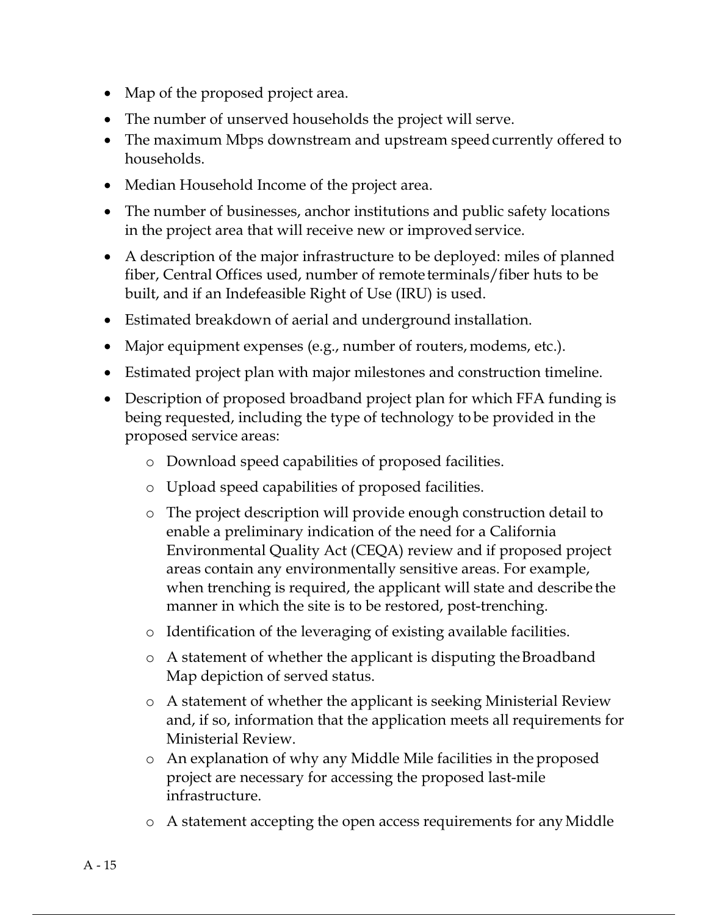- Map of the proposed project area.
- The number of unserved households the project will serve.
- The maximum Mbps downstream and upstream speed currently offered to households.
- Median Household Income of the project area.
- The number of businesses, anchor institutions and public safety locations in the project area that will receive new or improved service.
- A description of the major infrastructure to be deployed: miles of planned fiber, Central Offices used, number of remote terminals/fiber huts to be built, and if an Indefeasible Right of Use (IRU) is used.
- Estimated breakdown of aerial and underground installation.
- Major equipment expenses (e.g., number of routers, modems, etc.).
- Estimated project plan with major milestones and construction timeline.
- Description of proposed broadband project plan for which FFA funding is being requested, including the type of technology to be provided in the proposed service areas:
  - Download speed capabilities of proposed facilities.
  - Upload speed capabilities of proposed facilities.
  - The project description will provide enough construction detail to enable a preliminary indication of the need for a California Environmental Quality Act (CEQA) review and if proposed project areas contain any environmentally sensitive areas. For example, when trenching is required, the applicant will state and describe the manner in which the site is to be restored, post-trenching.
  - Identification of the leveraging of existing available facilities.
  - A statement of whether the applicant is disputing the Broadband Map depiction of served status.
  - A statement of whether the applicant is seeking Ministerial Review and, if so, information that the application meets all requirements for Ministerial Review.
  - An explanation of why any Middle Mile facilities in the proposed project are necessary for accessing the proposed last-mile infrastructure.
  - A statement accepting the open access requirements for any Middle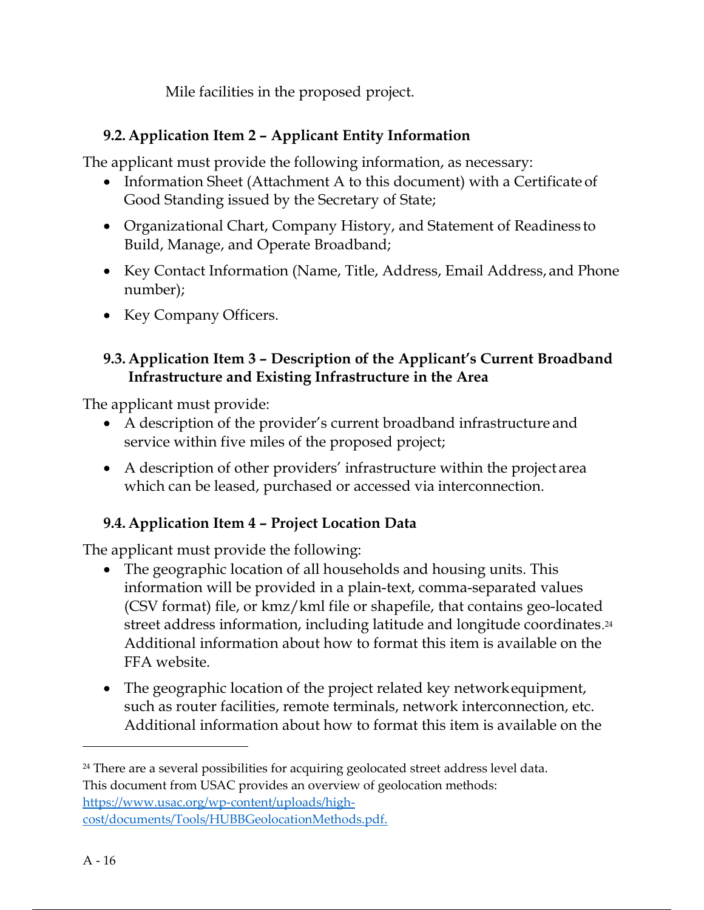Mile facilities in the proposed project.

### 9.2. Application Item 2 – Applicant Entity Information

The applicant must provide the following information, as necessary:

- Information Sheet (Attachment A to this document) with a Certificate of Good Standing issued by the Secretary of State;
- Organizational Chart, Company History, and Statement of Readiness to Build, Manage, and Operate Broadband;
- Key Contact Information (Name, Title, Address, Email Address, and Phone number);
- Key Company Officers.

### 9.3. Application Item 3 – Description of the Applicant's Current Broadband Infrastructure and Existing Infrastructure in the Area

The applicant must provide:

- A description of the provider's current broadband infrastructure and service within five miles of the proposed project;
- A description of other providers' infrastructure within the project area which can be leased, purchased or accessed via interconnection.

### 9.4. Application Item 4 – Project Location Data

The applicant must provide the following:

- The geographic location of all households and housing units. This information will be provided in a plain-text, comma-separated values (CSV format) file, or kmz/kml file or shapefile, that contains geo-located street address information, including latitude and longitude coordinates.[24] Additional information about how to format this item is available on the FFA website.
- The geographic location of the project related key network equipment, such as router facilities, remote terminals, network interconnection, etc. Additional information about how to format this item is available on the

---

[24] There are a several possibilities for acquiring geolocated street address level data. This document from USAC provides an overview of geolocation methods: https://www.usac.org/wp-content/uploads/high-cost/documents/Tools/HUBBGeolocationMethods.pdf.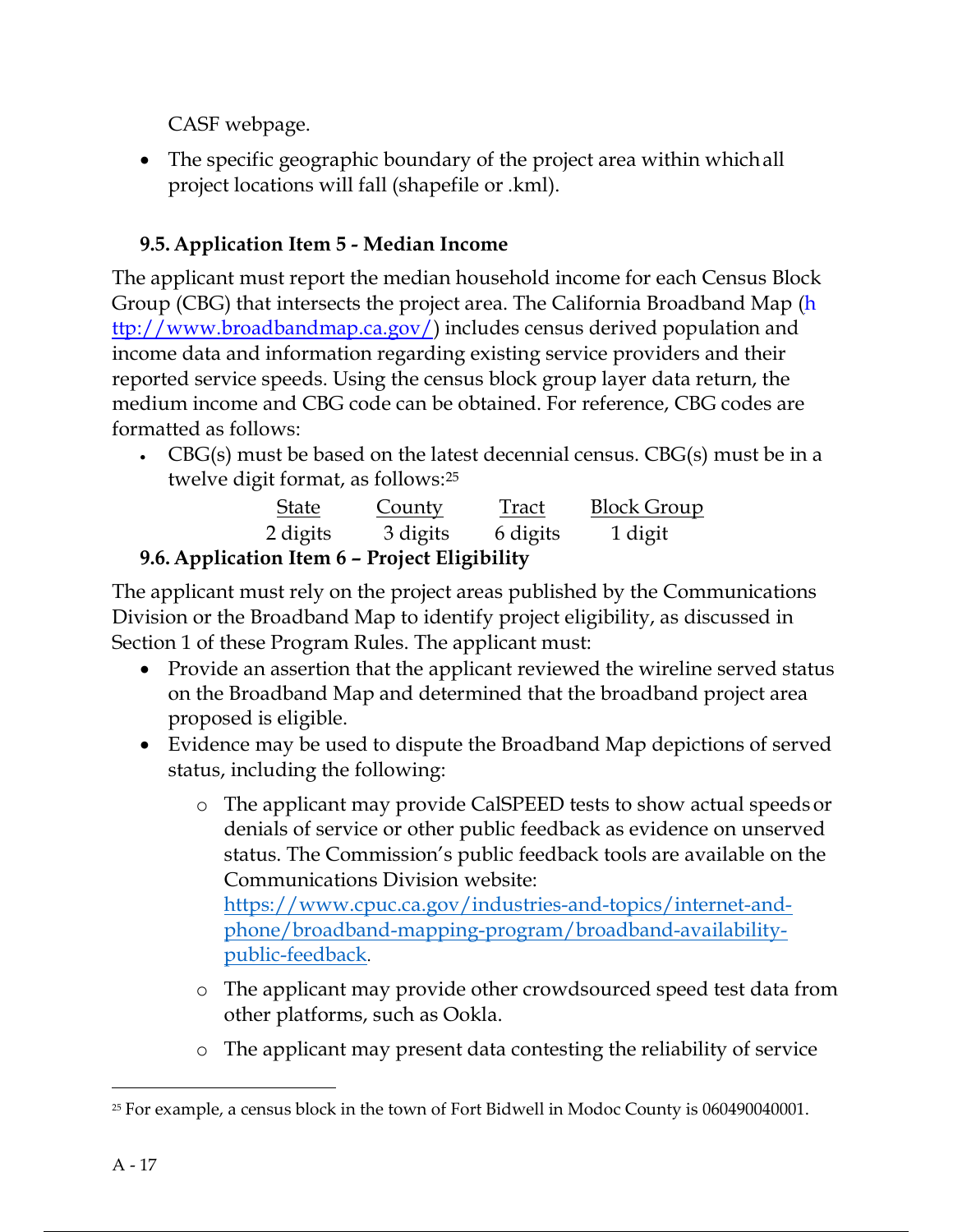CASF webpage.

- The specific geographic boundary of the project area within which all project locations will fall (shapefile or .kml).

### 9.5. Application Item 5 - Median Income

The applicant must report the median household income for each Census Block Group (CBG) that intersects the project area. The California Broadband Map (http://www.broadbandmap.ca.gov/) includes census derived population and income data and information regarding existing service providers and their reported service speeds. Using the census block group layer data return, the medium income and CBG code can be obtained. For reference, CBG codes are formatted as follows:

- CBG(s) must be based on the latest decennial census. CBG(s) must be in a twelve digit format, as follows:[25]

| State | County | Tract | Block Group |
|---|---|---|---|
| 2 digits | 3 digits | 6 digits | 1 digit |

### 9.6. Application Item 6 – Project Eligibility

The applicant must rely on the project areas published by the Communications Division or the Broadband Map to identify project eligibility, as discussed in Section 1 of these Program Rules. The applicant must:

- Provide an assertion that the applicant reviewed the wireline served status on the Broadband Map and determined that the broadband project area proposed is eligible.
- Evidence may be used to dispute the Broadband Map depictions of served status, including the following:
  - The applicant may provide CalSPEED tests to show actual speeds or denials of service or other public feedback as evidence on unserved status. The Commission's public feedback tools are available on the Communications Division website: https://www.cpuc.ca.gov/industries-and-topics/internet-and-phone/broadband-mapping-program/broadband-availability-public-feedback.
  - The applicant may provide other crowdsourced speed test data from other platforms, such as Ookla.
  - The applicant may present data contesting the reliability of service

[25] For example, a census block in the town of Fort Bidwell in Modoc County is 060490040001.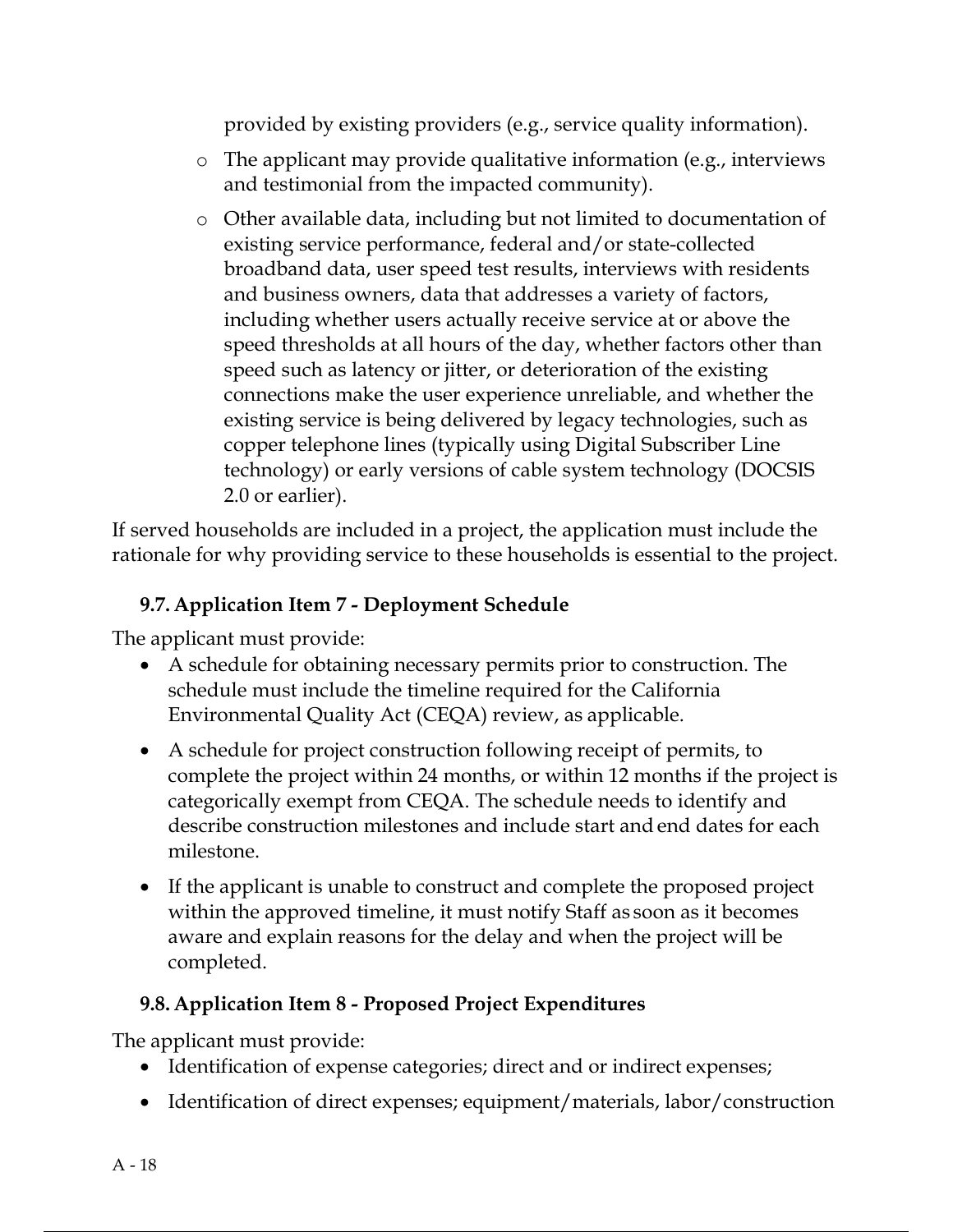provided by existing providers (e.g., service quality information).

- The applicant may provide qualitative information (e.g., interviews and testimonial from the impacted community).
- Other available data, including but not limited to documentation of existing service performance, federal and/or state-collected broadband data, user speed test results, interviews with residents and business owners, data that addresses a variety of factors, including whether users actually receive service at or above the speed thresholds at all hours of the day, whether factors other than speed such as latency or jitter, or deterioration of the existing connections make the user experience unreliable, and whether the existing service is being delivered by legacy technologies, such as copper telephone lines (typically using Digital Subscriber Line technology) or early versions of cable system technology (DOCSIS 2.0 or earlier).

If served households are included in a project, the application must include the rationale for why providing service to these households is essential to the project.

### 9.7. Application Item 7 - Deployment Schedule

The applicant must provide:

- A schedule for obtaining necessary permits prior to construction. The schedule must include the timeline required for the California Environmental Quality Act (CEQA) review, as applicable.
- A schedule for project construction following receipt of permits, to complete the project within 24 months, or within 12 months if the project is categorically exempt from CEQA. The schedule needs to identify and describe construction milestones and include start and end dates for each milestone.
- If the applicant is unable to construct and complete the proposed project within the approved timeline, it must notify Staff as soon as it becomes aware and explain reasons for the delay and when the project will be completed.

### 9.8. Application Item 8 - Proposed Project Expenditures

The applicant must provide:

- Identification of expense categories; direct and or indirect expenses;
- Identification of direct expenses; equipment/materials, labor/construction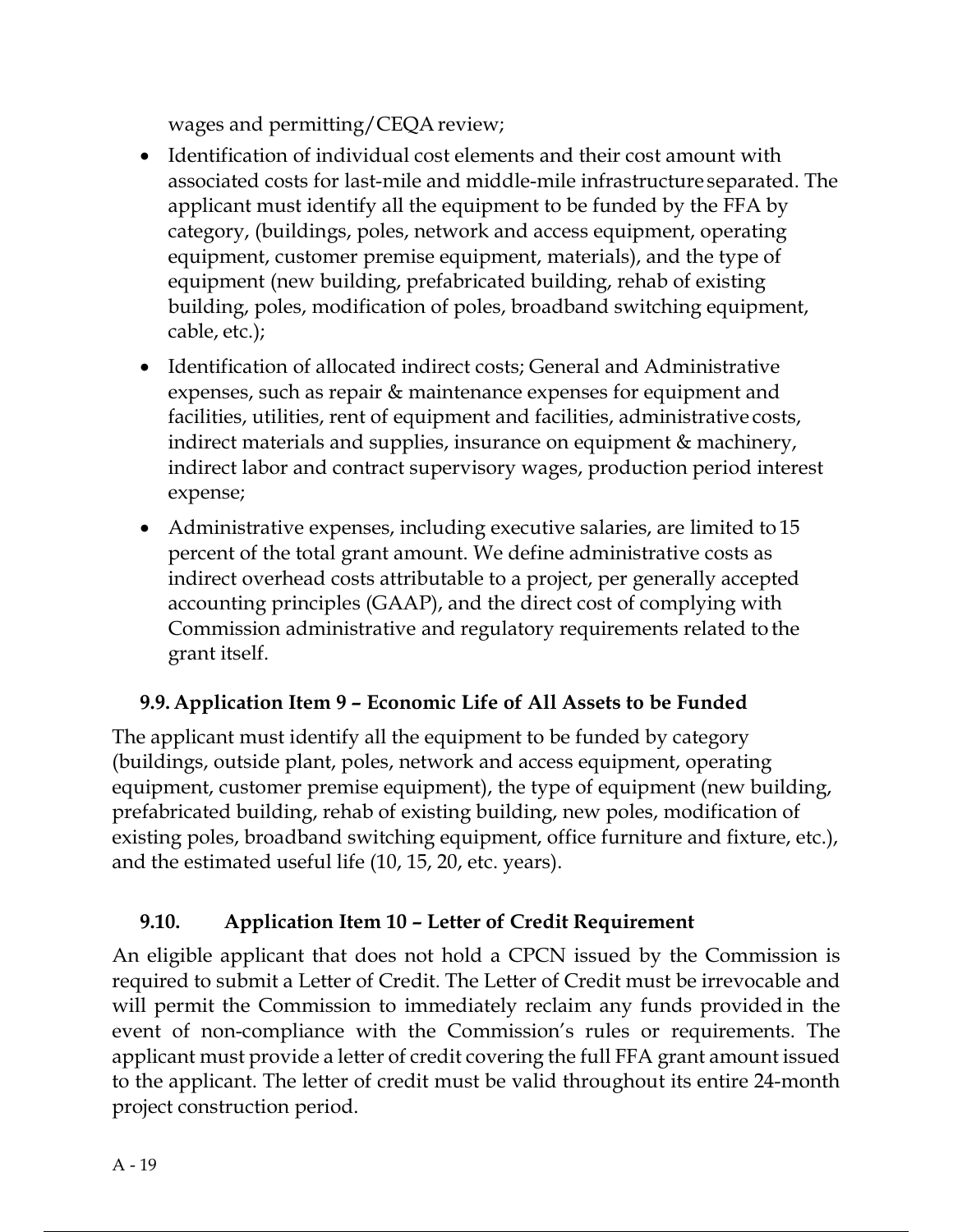wages and permitting/CEQA review;

- Identification of individual cost elements and their cost amount with associated costs for last-mile and middle-mile infrastructure separated. The applicant must identify all the equipment to be funded by the FFA by category, (buildings, poles, network and access equipment, operating equipment, customer premise equipment, materials), and the type of equipment (new building, prefabricated building, rehab of existing building, poles, modification of poles, broadband switching equipment, cable, etc.);
- Identification of allocated indirect costs; General and Administrative expenses, such as repair & maintenance expenses for equipment and facilities, utilities, rent of equipment and facilities, administrative costs, indirect materials and supplies, insurance on equipment & machinery, indirect labor and contract supervisory wages, production period interest expense;
- Administrative expenses, including executive salaries, are limited to 15 percent of the total grant amount. We define administrative costs as indirect overhead costs attributable to a project, per generally accepted accounting principles (GAAP), and the direct cost of complying with Commission administrative and regulatory requirements related to the grant itself.

### 9.9. Application Item 9 – Economic Life of All Assets to be Funded

The applicant must identify all the equipment to be funded by category (buildings, outside plant, poles, network and access equipment, operating equipment, customer premise equipment), the type of equipment (new building, prefabricated building, rehab of existing building, new poles, modification of existing poles, broadband switching equipment, office furniture and fixture, etc.), and the estimated useful life (10, 15, 20, etc. years).

### 9.10. Application Item 10 – Letter of Credit Requirement

An eligible applicant that does not hold a CPCN issued by the Commission is required to submit a Letter of Credit. The Letter of Credit must be irrevocable and will permit the Commission to immediately reclaim any funds provided in the event of non-compliance with the Commission's rules or requirements. The applicant must provide a letter of credit covering the full FFA grant amount issued to the applicant. The letter of credit must be valid throughout its entire 24-month project construction period.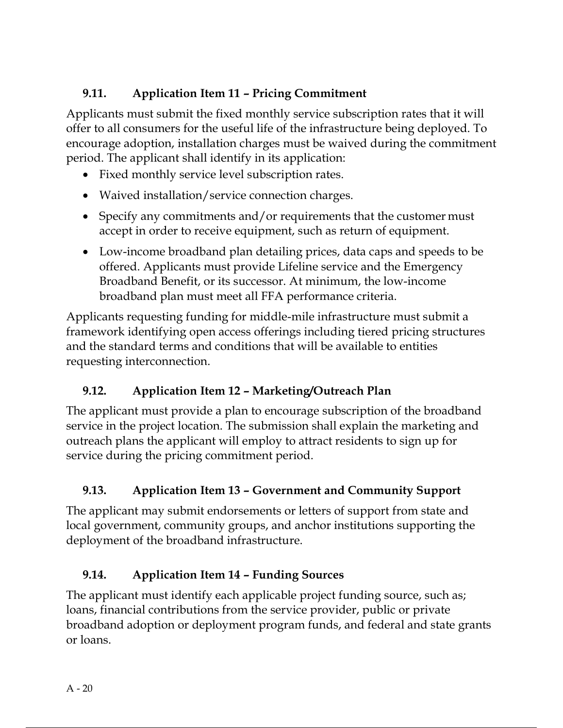### 9.11. Application Item 11 – Pricing Commitment

Applicants must submit the fixed monthly service subscription rates that it will offer to all consumers for the useful life of the infrastructure being deployed. To encourage adoption, installation charges must be waived during the commitment period. The applicant shall identify in its application:

- Fixed monthly service level subscription rates.
- Waived installation/service connection charges.
- Specify any commitments and/or requirements that the customer must accept in order to receive equipment, such as return of equipment.
- Low-income broadband plan detailing prices, data caps and speeds to be offered. Applicants must provide Lifeline service and the Emergency Broadband Benefit, or its successor. At minimum, the low-income broadband plan must meet all FFA performance criteria.

Applicants requesting funding for middle-mile infrastructure must submit a framework identifying open access offerings including tiered pricing structures and the standard terms and conditions that will be available to entities requesting interconnection.

### 9.12. Application Item 12 – Marketing/Outreach Plan

The applicant must provide a plan to encourage subscription of the broadband service in the project location. The submission shall explain the marketing and outreach plans the applicant will employ to attract residents to sign up for service during the pricing commitment period.

### 9.13. Application Item 13 – Government and Community Support

The applicant may submit endorsements or letters of support from state and local government, community groups, and anchor institutions supporting the deployment of the broadband infrastructure.

### 9.14. Application Item 14 – Funding Sources

The applicant must identify each applicable project funding source, such as; loans, financial contributions from the service provider, public or private broadband adoption or deployment program funds, and federal and state grants or loans.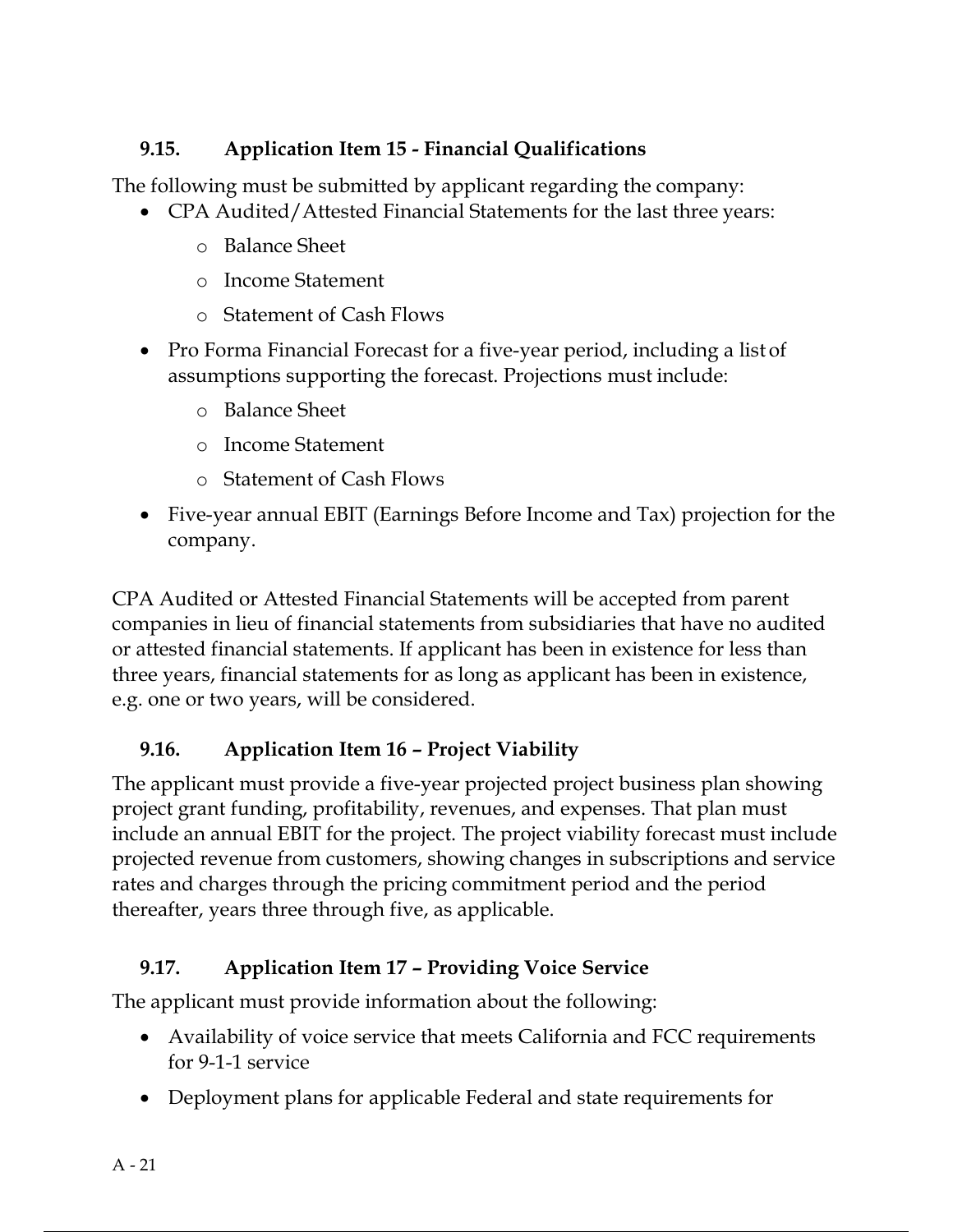### 9.15. Application Item 15 - Financial Qualifications

The following must be submitted by applicant regarding the company:

- CPA Audited/Attested Financial Statements for the last three years:
  - Balance Sheet
  - Income Statement
  - Statement of Cash Flows
- Pro Forma Financial Forecast for a five-year period, including a list of assumptions supporting the forecast. Projections must include:
  - Balance Sheet
  - Income Statement
  - Statement of Cash Flows
- Five-year annual EBIT (Earnings Before Income and Tax) projection for the company.

CPA Audited or Attested Financial Statements will be accepted from parent companies in lieu of financial statements from subsidiaries that have no audited or attested financial statements. If applicant has been in existence for less than three years, financial statements for as long as applicant has been in existence, e.g. one or two years, will be considered.

### 9.16. Application Item 16 – Project Viability

The applicant must provide a five-year projected project business plan showing project grant funding, profitability, revenues, and expenses. That plan must include an annual EBIT for the project. The project viability forecast must include projected revenue from customers, showing changes in subscriptions and service rates and charges through the pricing commitment period and the period thereafter, years three through five, as applicable.

### 9.17. Application Item 17 – Providing Voice Service

The applicant must provide information about the following:

- Availability of voice service that meets California and FCC requirements for 9-1-1 service
- Deployment plans for applicable Federal and state requirements for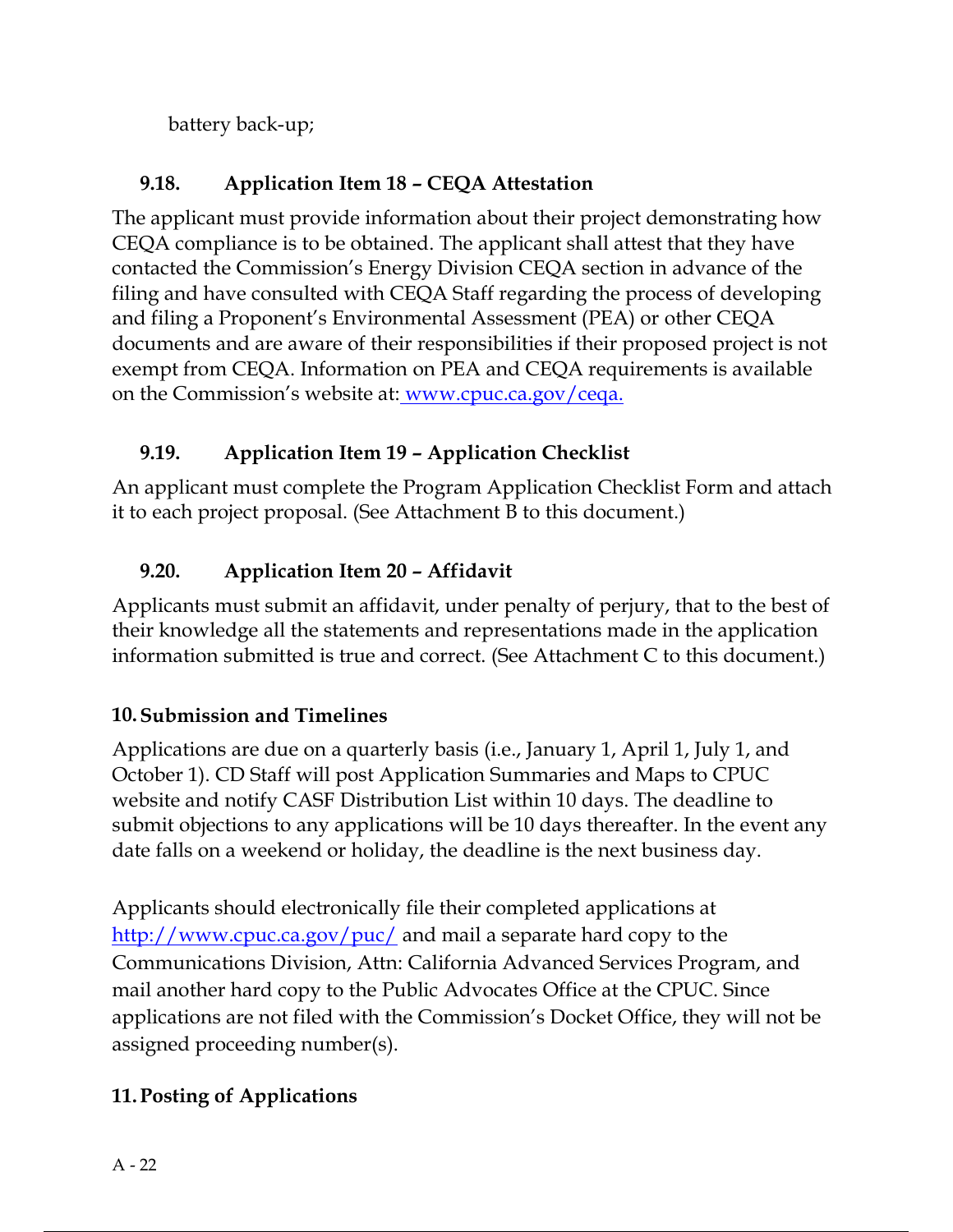battery back-up;

### 9.18. Application Item 18 – CEQA Attestation

The applicant must provide information about their project demonstrating how CEQA compliance is to be obtained. The applicant shall attest that they have contacted the Commission's Energy Division CEQA section in advance of the filing and have consulted with CEQA Staff regarding the process of developing and filing a Proponent's Environmental Assessment (PEA) or other CEQA documents and are aware of their responsibilities if their proposed project is not exempt from CEQA. Information on PEA and CEQA requirements is available on the Commission's website at: [www.cpuc.ca.gov/ceqa.](http://www.cpuc.ca.gov/ceqa)

### 9.19. Application Item 19 – Application Checklist

An applicant must complete the Program Application Checklist Form and attach it to each project proposal. (See Attachment B to this document.)

### 9.20. Application Item 20 – Affidavit

Applicants must submit an affidavit, under penalty of perjury, that to the best of their knowledge all the statements and representations made in the application information submitted is true and correct. (See Attachment C to this document.)

## 10. Submission and Timelines

Applications are due on a quarterly basis (i.e., January 1, April 1, July 1, and October 1). CD Staff will post Application Summaries and Maps to CPUC website and notify CASF Distribution List within 10 days. The deadline to submit objections to any applications will be 10 days thereafter. In the event any date falls on a weekend or holiday, the deadline is the next business day.

Applicants should electronically file their completed applications at [http://www.cpuc.ca.gov/puc/](http://www.cpuc.ca.gov/puc/) and mail a separate hard copy to the Communications Division, Attn: California Advanced Services Program, and mail another hard copy to the Public Advocates Office at the CPUC. Since applications are not filed with the Commission's Docket Office, they will not be assigned proceeding number(s).

## 11. Posting of Applications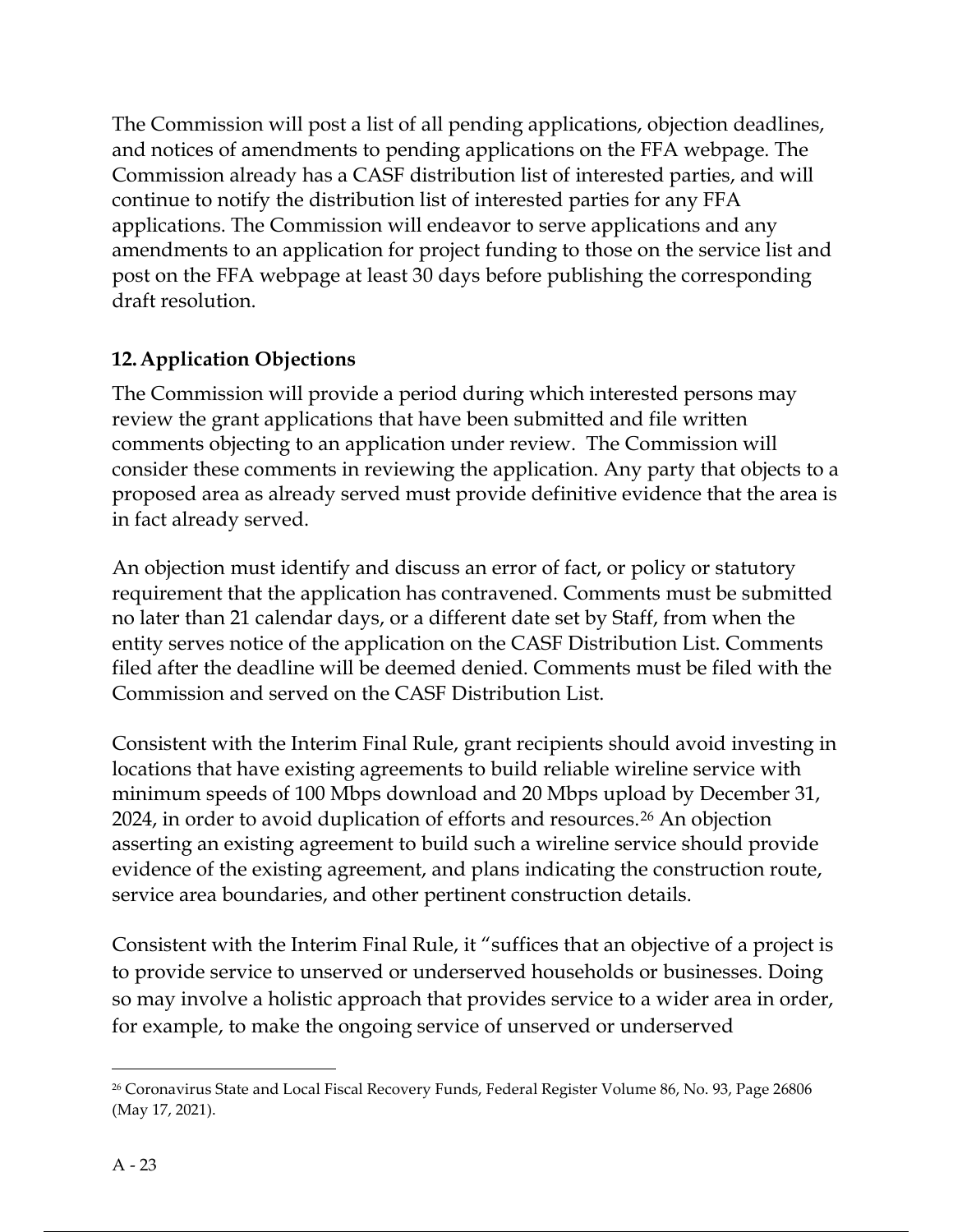The Commission will post a list of all pending applications, objection deadlines, and notices of amendments to pending applications on the FFA webpage. The Commission already has a CASF distribution list of interested parties, and will continue to notify the distribution list of interested parties for any FFA applications. The Commission will endeavor to serve applications and any amendments to an application for project funding to those on the service list and post on the FFA webpage at least 30 days before publishing the corresponding draft resolution.

### 12. Application Objections

The Commission will provide a period during which interested persons may review the grant applications that have been submitted and file written comments objecting to an application under review. The Commission will consider these comments in reviewing the application. Any party that objects to a proposed area as already served must provide definitive evidence that the area is in fact already served.

An objection must identify and discuss an error of fact, or policy or statutory requirement that the application has contravened. Comments must be submitted no later than 21 calendar days, or a different date set by Staff, from when the entity serves notice of the application on the CASF Distribution List. Comments filed after the deadline will be deemed denied. Comments must be filed with the Commission and served on the CASF Distribution List.

Consistent with the Interim Final Rule, grant recipients should avoid investing in locations that have existing agreements to build reliable wireline service with minimum speeds of 100 Mbps download and 20 Mbps upload by December 31, 2024, in order to avoid duplication of efforts and resources.[26] An objection asserting an existing agreement to build such a wireline service should provide evidence of the existing agreement, and plans indicating the construction route, service area boundaries, and other pertinent construction details.

Consistent with the Interim Final Rule, it "suffices that an objective of a project is to provide service to unserved or underserved households or businesses. Doing so may involve a holistic approach that provides service to a wider area in order, for example, to make the ongoing service of unserved or underserved

---

[26] Coronavirus State and Local Fiscal Recovery Funds, Federal Register Volume 86, No. 93, Page 26806 (May 17, 2021).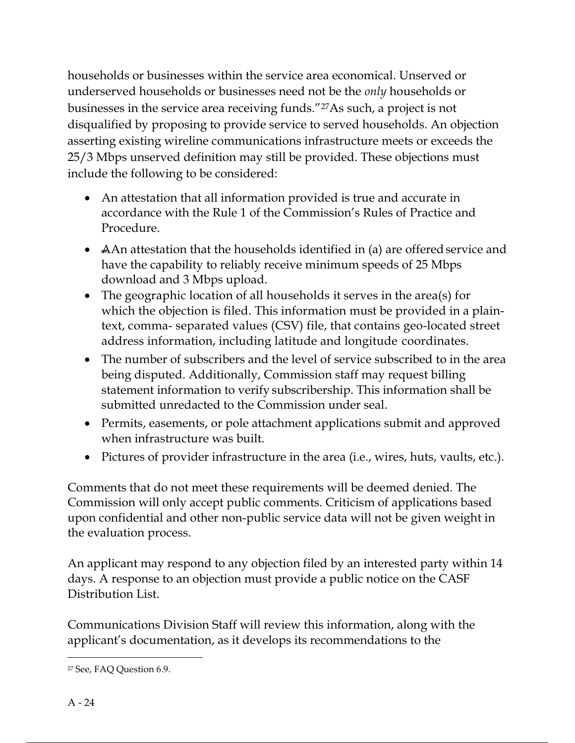households or businesses within the service area economical. Unserved or underserved households or businesses need not be the *only* households or businesses in the service area receiving funds."[27] As such, a project is not disqualified by proposing to provide service to served households. An objection asserting existing wireline communications infrastructure meets or exceeds the 25/3 Mbps unserved definition may still be provided. These objections must include the following to be considered:

- An attestation that all information provided is true and accurate in accordance with the Rule 1 of the Commission's Rules of Practice and Procedure.
- AAn attestation that the households identified in (a) are offered service and have the capability to reliably receive minimum speeds of 25 Mbps download and 3 Mbps upload.
- The geographic location of all households it serves in the area(s) for which the objection is filed. This information must be provided in a plain-text, comma- separated values (CSV) file, that contains geo-located street address information, including latitude and longitude coordinates.
- The number of subscribers and the level of service subscribed to in the area being disputed. Additionally, Commission staff may request billing statement information to verify subscribership. This information shall be submitted unredacted to the Commission under seal.
- Permits, easements, or pole attachment applications submit and approved when infrastructure was built.
- Pictures of provider infrastructure in the area (i.e., wires, huts, vaults, etc.).

Comments that do not meet these requirements will be deemed denied. The Commission will only accept public comments. Criticism of applications based upon confidential and other non-public service data will not be given weight in the evaluation process.

An applicant may respond to any objection filed by an interested party within 14 days. A response to an objection must provide a public notice on the CASF Distribution List.

Communications Division Staff will review this information, along with the applicant's documentation, as it develops its recommendations to the

---

[27] See, FAQ Question 6.9.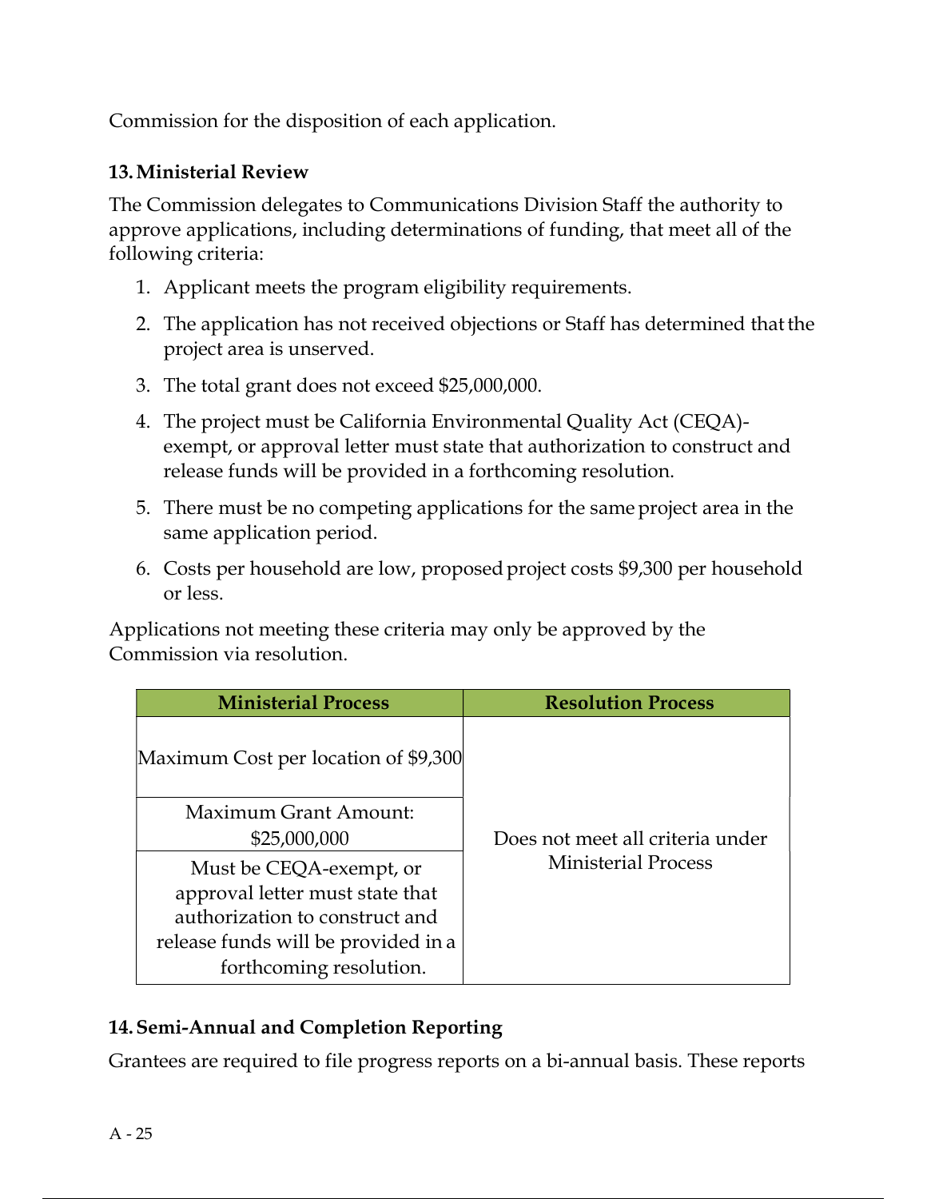Commission for the disposition of each application.

## 13. Ministerial Review

The Commission delegates to Communications Division Staff the authority to approve applications, including determinations of funding, that meet all of the following criteria:

1. Applicant meets the program eligibility requirements.
2. The application has not received objections or Staff has determined that the project area is unserved.
3. The total grant does not exceed $25,000,000.
4. The project must be California Environmental Quality Act (CEQA)-exempt, or approval letter must state that authorization to construct and release funds will be provided in a forthcoming resolution.
5. There must be no competing applications for the same project area in the same application period.
6. Costs per household are low, proposed project costs $9,300 per household or less.

Applications not meeting these criteria may only be approved by the Commission via resolution.

| Ministerial Process | Resolution Process |
|---|---|
| Maximum Cost per location of $9,300 | Does not meet all criteria under Ministerial Process |
| Maximum Grant Amount: $25,000,000 | |
| Must be CEQA-exempt, or approval letter must state that authorization to construct and release funds will be provided in a forthcoming resolution. | |

## 14. Semi-Annual and Completion Reporting

Grantees are required to file progress reports on a bi-annual basis. These reports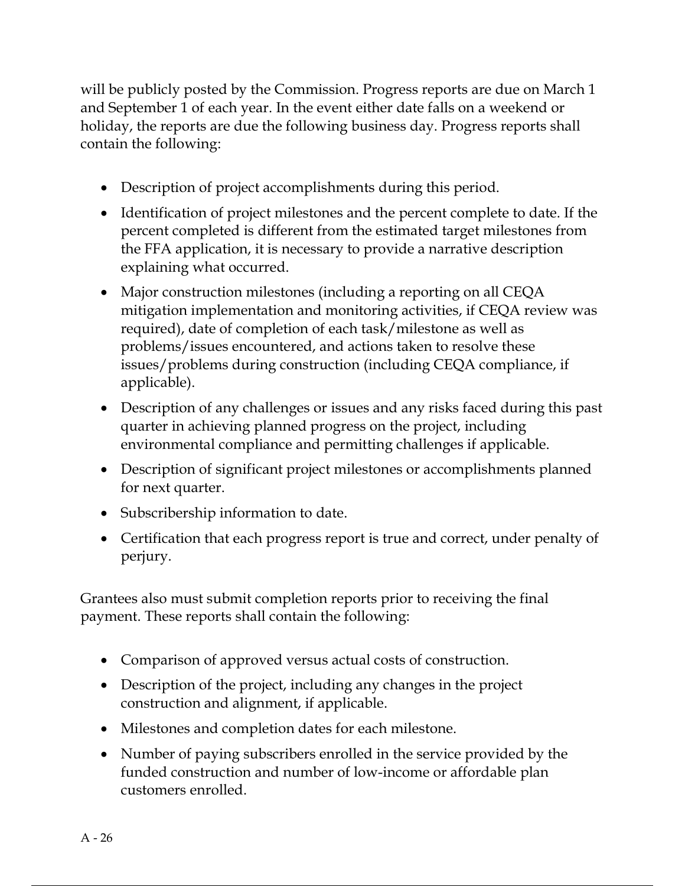will be publicly posted by the Commission. Progress reports are due on March 1 and September 1 of each year. In the event either date falls on a weekend or holiday, the reports are due the following business day. Progress reports shall contain the following:

- Description of project accomplishments during this period.
- Identification of project milestones and the percent complete to date. If the percent completed is different from the estimated target milestones from the FFA application, it is necessary to provide a narrative description explaining what occurred.
- Major construction milestones (including a reporting on all CEQA mitigation implementation and monitoring activities, if CEQA review was required), date of completion of each task/milestone as well as problems/issues encountered, and actions taken to resolve these issues/problems during construction (including CEQA compliance, if applicable).
- Description of any challenges or issues and any risks faced during this past quarter in achieving planned progress on the project, including environmental compliance and permitting challenges if applicable.
- Description of significant project milestones or accomplishments planned for next quarter.
- Subscribership information to date.
- Certification that each progress report is true and correct, under penalty of perjury.

Grantees also must submit completion reports prior to receiving the final payment. These reports shall contain the following:

- Comparison of approved versus actual costs of construction.
- Description of the project, including any changes in the project construction and alignment, if applicable.
- Milestones and completion dates for each milestone.
- Number of paying subscribers enrolled in the service provided by the funded construction and number of low-income or affordable plan customers enrolled.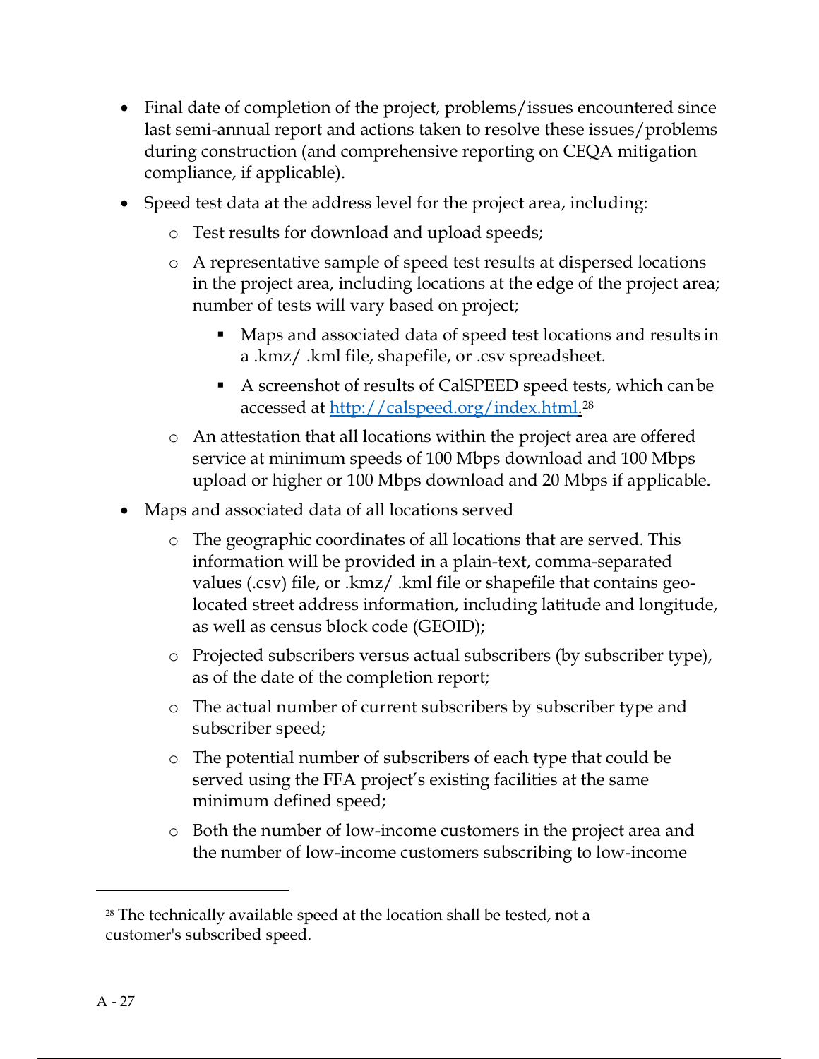- Final date of completion of the project, problems/issues encountered since last semi-annual report and actions taken to resolve these issues/problems during construction (and comprehensive reporting on CEQA mitigation compliance, if applicable).
- Speed test data at the address level for the project area, including:
  - Test results for download and upload speeds;
  - A representative sample of speed test results at dispersed locations in the project area, including locations at the edge of the project area; number of tests will vary based on project;
    - Maps and associated data of speed test locations and results in a .kmz/ .kml file, shapefile, or .csv spreadsheet.
    - A screenshot of results of CalSPEED speed tests, which can be accessed at [http://calspeed.org/index.html.](http://calspeed.org/index.html)[28]
  - An attestation that all locations within the project area are offered service at minimum speeds of 100 Mbps download and 100 Mbps upload or higher or 100 Mbps download and 20 Mbps if applicable.
- Maps and associated data of all locations served
  - The geographic coordinates of all locations that are served. This information will be provided in a plain-text, comma-separated values (.csv) file, or .kmz/ .kml file or shapefile that contains geo-located street address information, including latitude and longitude, as well as census block code (GEOID);
  - Projected subscribers versus actual subscribers (by subscriber type), as of the date of the completion report;
  - The actual number of current subscribers by subscriber type and subscriber speed;
  - The potential number of subscribers of each type that could be served using the FFA project's existing facilities at the same minimum defined speed;
  - Both the number of low-income customers in the project area and the number of low-income customers subscribing to low-income

[28] The technically available speed at the location shall be tested, not a customer's subscribed speed.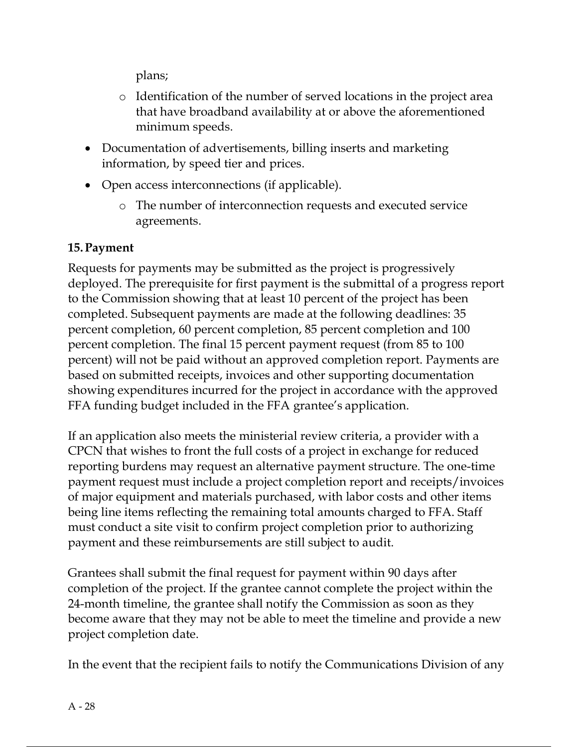plans;

    - Identification of the number of served locations in the project area that have broadband availability at or above the aforementioned minimum speeds.

- Documentation of advertisements, billing inserts and marketing information, by speed tier and prices.
- Open access interconnections (if applicable).
    - The number of interconnection requests and executed service agreements.

**15. Payment**

Requests for payments may be submitted as the project is progressively deployed. The prerequisite for first payment is the submittal of a progress report to the Commission showing that at least 10 percent of the project has been completed. Subsequent payments are made at the following deadlines: 35 percent completion, 60 percent completion, 85 percent completion and 100 percent completion. The final 15 percent payment request (from 85 to 100 percent) will not be paid without an approved completion report. Payments are based on submitted receipts, invoices and other supporting documentation showing expenditures incurred for the project in accordance with the approved FFA funding budget included in the FFA grantee's application.

If an application also meets the ministerial review criteria, a provider with a CPCN that wishes to front the full costs of a project in exchange for reduced reporting burdens may request an alternative payment structure. The one-time payment request must include a project completion report and receipts/invoices of major equipment and materials purchased, with labor costs and other items being line items reflecting the remaining total amounts charged to FFA. Staff must conduct a site visit to confirm project completion prior to authorizing payment and these reimbursements are still subject to audit.

Grantees shall submit the final request for payment within 90 days after completion of the project. If the grantee cannot complete the project within the 24-month timeline, the grantee shall notify the Commission as soon as they become aware that they may not be able to meet the timeline and provide a new project completion date.

In the event that the recipient fails to notify the Communications Division of any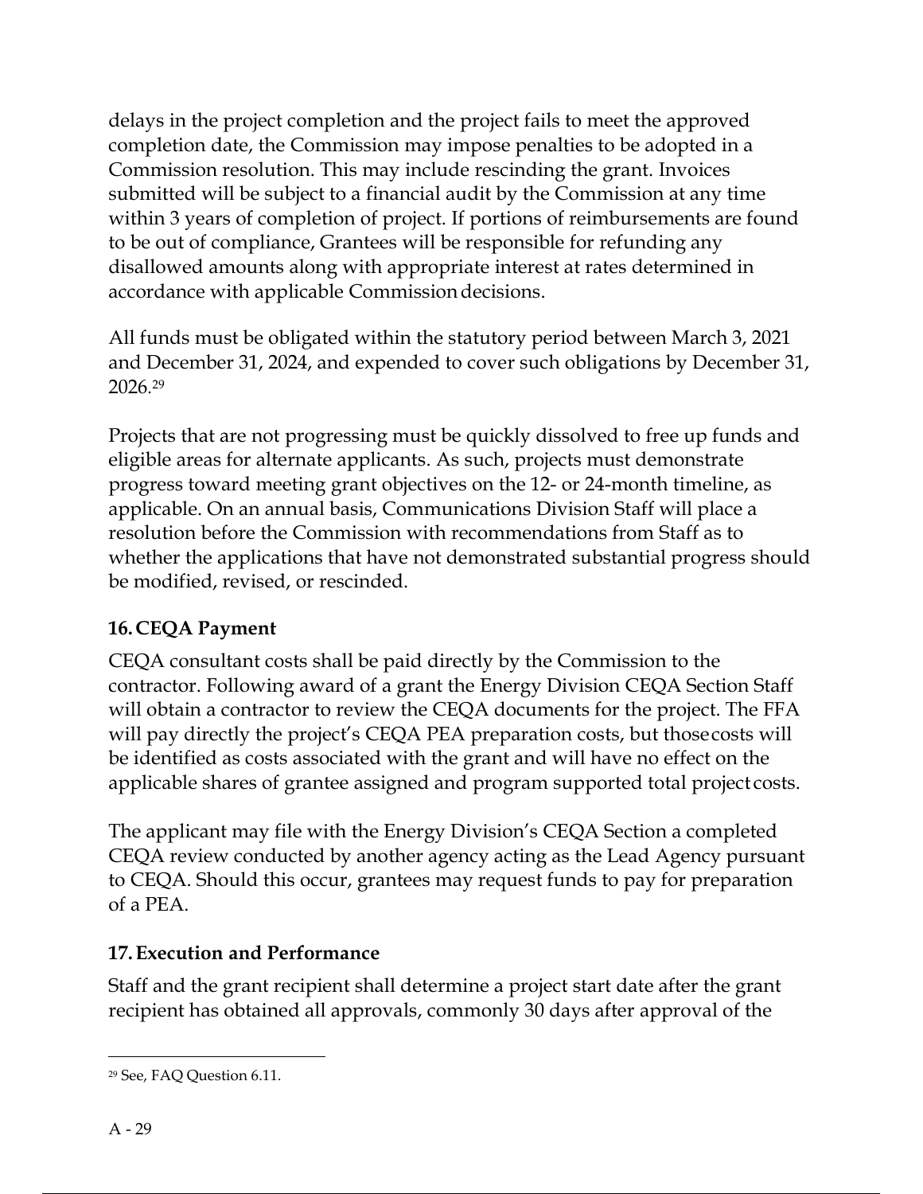delays in the project completion and the project fails to meet the approved completion date, the Commission may impose penalties to be adopted in a Commission resolution. This may include rescinding the grant. Invoices submitted will be subject to a financial audit by the Commission at any time within 3 years of completion of project. If portions of reimbursements are found to be out of compliance, Grantees will be responsible for refunding any disallowed amounts along with appropriate interest at rates determined in accordance with applicable Commission decisions.

All funds must be obligated within the statutory period between March 3, 2021 and December 31, 2024, and expended to cover such obligations by December 31, 2026.[29]

Projects that are not progressing must be quickly dissolved to free up funds and eligible areas for alternate applicants. As such, projects must demonstrate progress toward meeting grant objectives on the 12- or 24-month timeline, as applicable. On an annual basis, Communications Division Staff will place a resolution before the Commission with recommendations from Staff as to whether the applications that have not demonstrated substantial progress should be modified, revised, or rescinded.

### 16. CEQA Payment

CEQA consultant costs shall be paid directly by the Commission to the contractor. Following award of a grant the Energy Division CEQA Section Staff will obtain a contractor to review the CEQA documents for the project. The FFA will pay directly the project's CEQA PEA preparation costs, but those costs will be identified as costs associated with the grant and will have no effect on the applicable shares of grantee assigned and program supported total project costs.

The applicant may file with the Energy Division's CEQA Section a completed CEQA review conducted by another agency acting as the Lead Agency pursuant to CEQA. Should this occur, grantees may request funds to pay for preparation of a PEA.

### 17. Execution and Performance

Staff and the grant recipient shall determine a project start date after the grant recipient has obtained all approvals, commonly 30 days after approval of the

[29] See, FAQ Question 6.11.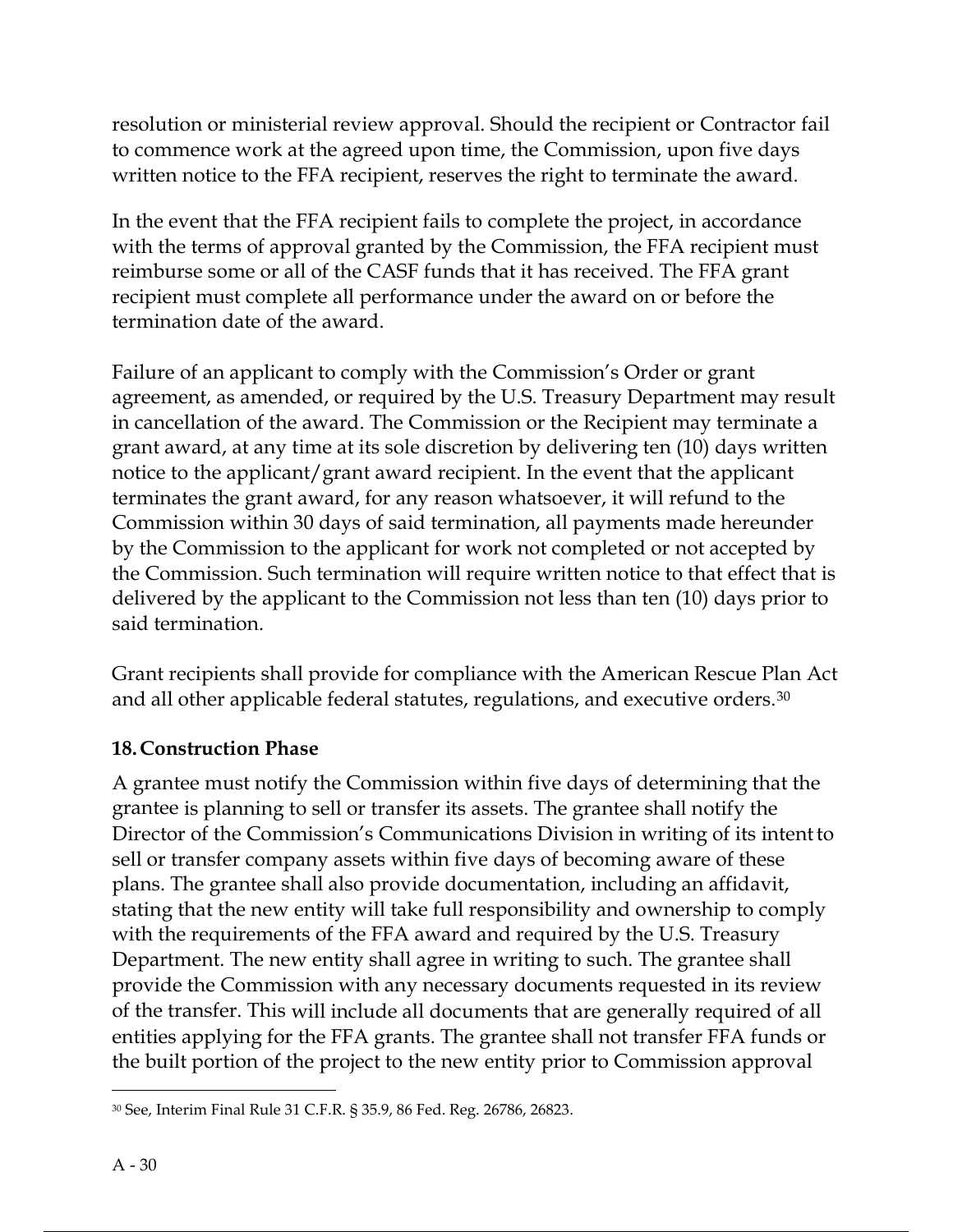resolution or ministerial review approval. Should the recipient or Contractor fail to commence work at the agreed upon time, the Commission, upon five days written notice to the FFA recipient, reserves the right to terminate the award.

In the event that the FFA recipient fails to complete the project, in accordance with the terms of approval granted by the Commission, the FFA recipient must reimburse some or all of the CASF funds that it has received. The FFA grant recipient must complete all performance under the award on or before the termination date of the award.

Failure of an applicant to comply with the Commission's Order or grant agreement, as amended, or required by the U.S. Treasury Department may result in cancellation of the award. The Commission or the Recipient may terminate a grant award, at any time at its sole discretion by delivering ten (10) days written notice to the applicant/grant award recipient. In the event that the applicant terminates the grant award, for any reason whatsoever, it will refund to the Commission within 30 days of said termination, all payments made hereunder by the Commission to the applicant for work not completed or not accepted by the Commission. Such termination will require written notice to that effect that is delivered by the applicant to the Commission not less than ten (10) days prior to said termination.

Grant recipients shall provide for compliance with the American Rescue Plan Act and all other applicable federal statutes, regulations, and executive orders.[30]

### 18. Construction Phase

A grantee must notify the Commission within five days of determining that the grantee is planning to sell or transfer its assets. The grantee shall notify the Director of the Commission's Communications Division in writing of its intent to sell or transfer company assets within five days of becoming aware of these plans. The grantee shall also provide documentation, including an affidavit, stating that the new entity will take full responsibility and ownership to comply with the requirements of the FFA award and required by the U.S. Treasury Department. The new entity shall agree in writing to such. The grantee shall provide the Commission with any necessary documents requested in its review of the transfer. This will include all documents that are generally required of all entities applying for the FFA grants. The grantee shall not transfer FFA funds or the built portion of the project to the new entity prior to Commission approval

[30] See, Interim Final Rule 31 C.F.R. § 35.9, 86 Fed. Reg. 26786, 26823.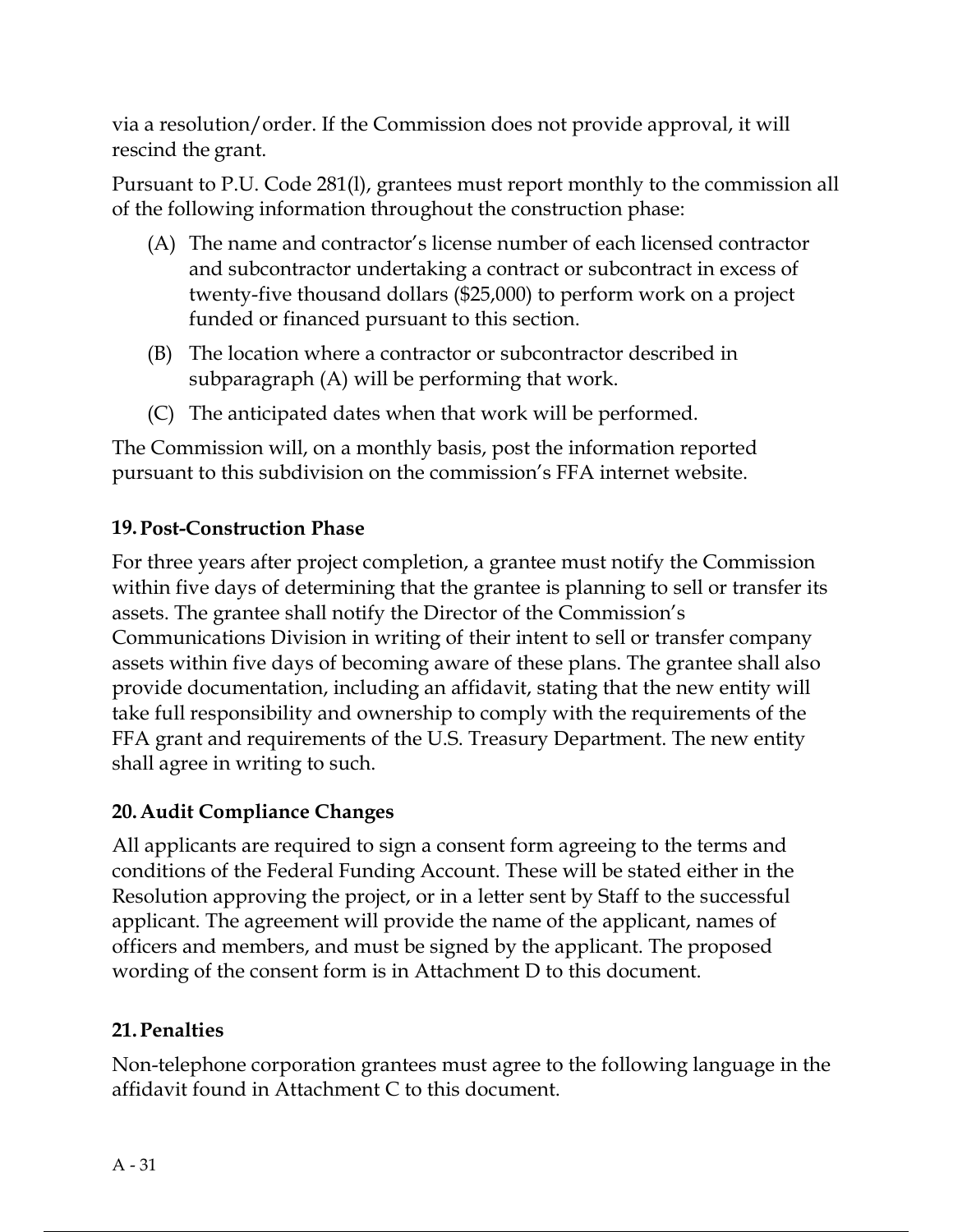via a resolution/order. If the Commission does not provide approval, it will rescind the grant.

Pursuant to P.U. Code 281(l), grantees must report monthly to the commission all of the following information throughout the construction phase:

(A) The name and contractor's license number of each licensed contractor and subcontractor undertaking a contract or subcontract in excess of twenty-five thousand dollars ($25,000) to perform work on a project funded or financed pursuant to this section.

(B) The location where a contractor or subcontractor described in subparagraph (A) will be performing that work.

(C) The anticipated dates when that work will be performed.

The Commission will, on a monthly basis, post the information reported pursuant to this subdivision on the commission's FFA internet website.

### 19. Post-Construction Phase

For three years after project completion, a grantee must notify the Commission within five days of determining that the grantee is planning to sell or transfer its assets. The grantee shall notify the Director of the Commission's Communications Division in writing of their intent to sell or transfer company assets within five days of becoming aware of these plans. The grantee shall also provide documentation, including an affidavit, stating that the new entity will take full responsibility and ownership to comply with the requirements of the FFA grant and requirements of the U.S. Treasury Department. The new entity shall agree in writing to such.

### 20. Audit Compliance Changes

All applicants are required to sign a consent form agreeing to the terms and conditions of the Federal Funding Account. These will be stated either in the Resolution approving the project, or in a letter sent by Staff to the successful applicant. The agreement will provide the name of the applicant, names of officers and members, and must be signed by the applicant. The proposed wording of the consent form is in Attachment D to this document.

### 21. Penalties

Non-telephone corporation grantees must agree to the following language in the affidavit found in Attachment C to this document.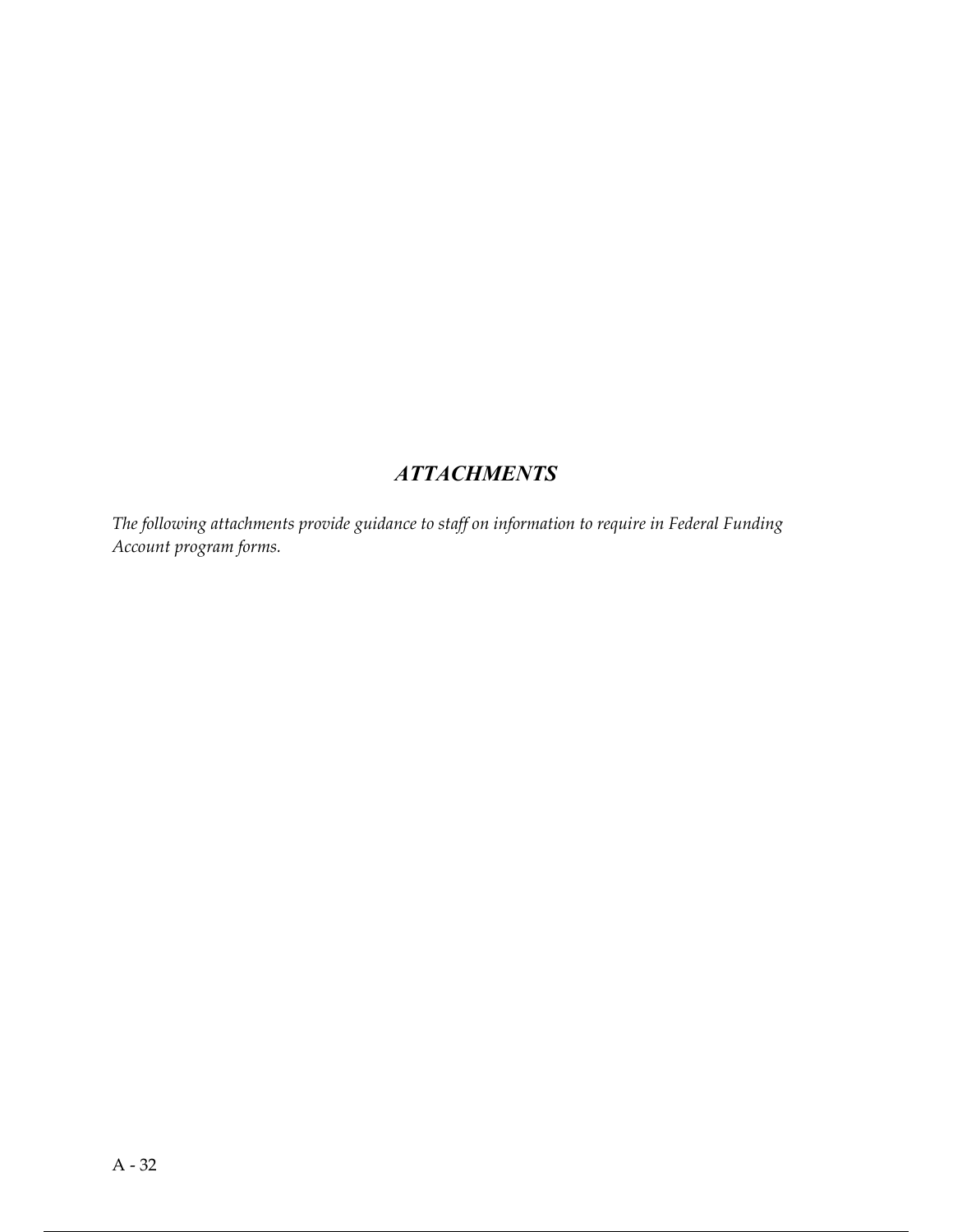## *ATTACHMENTS*

*The following attachments provide guidance to staff on information to require in Federal Funding Account program forms.*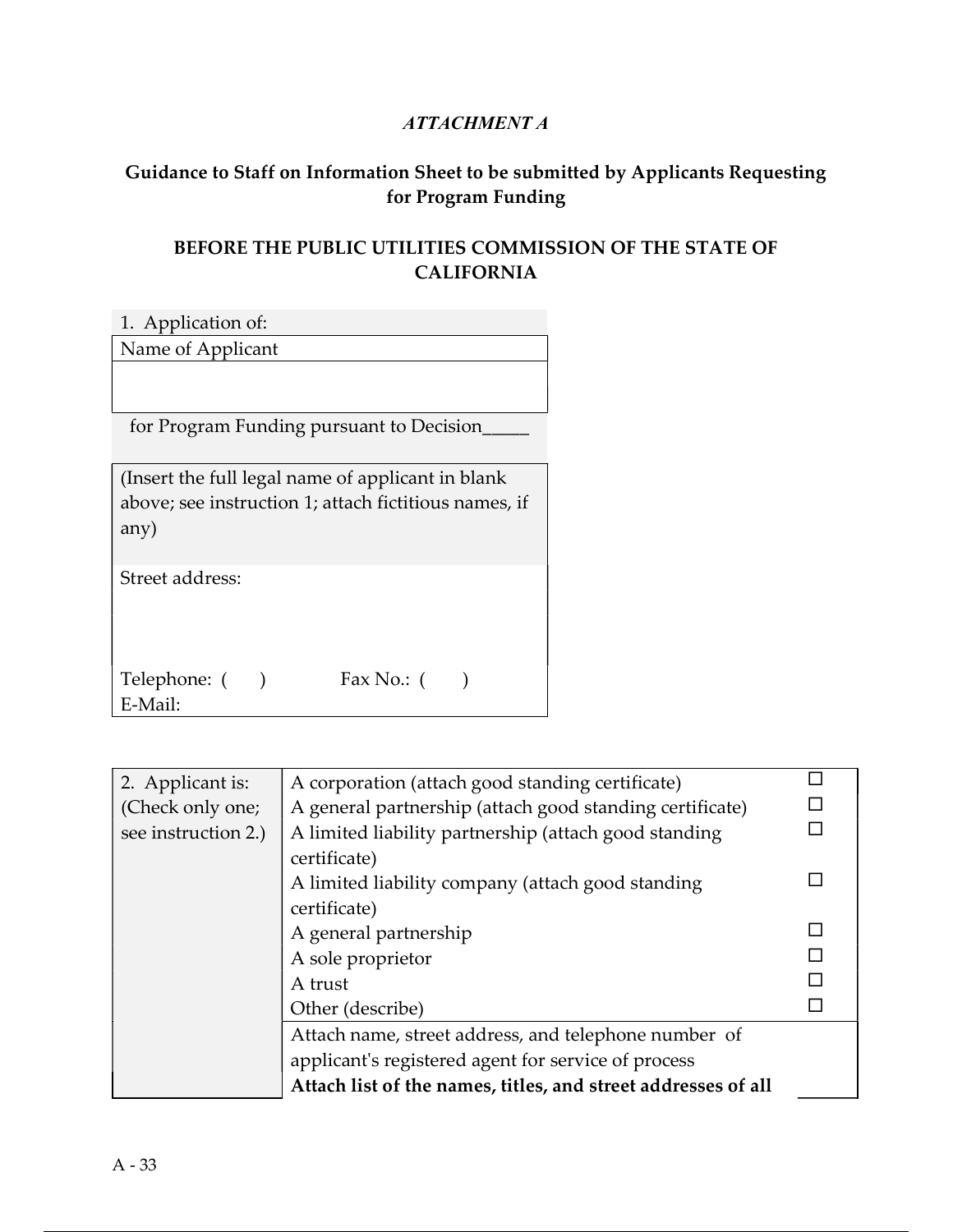*ATTACHMENT A*

**Guidance to Staff on Information Sheet to be submitted by Applicants Requesting for Program Funding**

**BEFORE THE PUBLIC UTILITIES COMMISSION OF THE STATE OF CALIFORNIA**

| 1. Application of: |
|---|
| Name of Applicant |
| |
| for Program Funding pursuant to Decision_____ |
| (Insert the full legal name of applicant in blank above; see instruction 1; attach fictitious names, if any) |
| Street address: |
| Telephone: (     )          Fax No.: (     )<br>E-Mail: |

| 2. Applicant is: (Check only one; see instruction 2.) | | |
|---|---|---|
| | A corporation (attach good standing certificate) | ☐ |
| | A general partnership (attach good standing certificate) | ☐ |
| | A limited liability partnership (attach good standing certificate) | ☐ |
| | A limited liability company (attach good standing certificate) | ☐ |
| | A general partnership | ☐ |
| | A sole proprietor | ☐ |
| | A trust | ☐ |
| | Other (describe) | ☐ |
| | Attach name, street address, and telephone number of applicant's registered agent for service of process | |
| | **Attach list of the names, titles, and street addresses of all** | |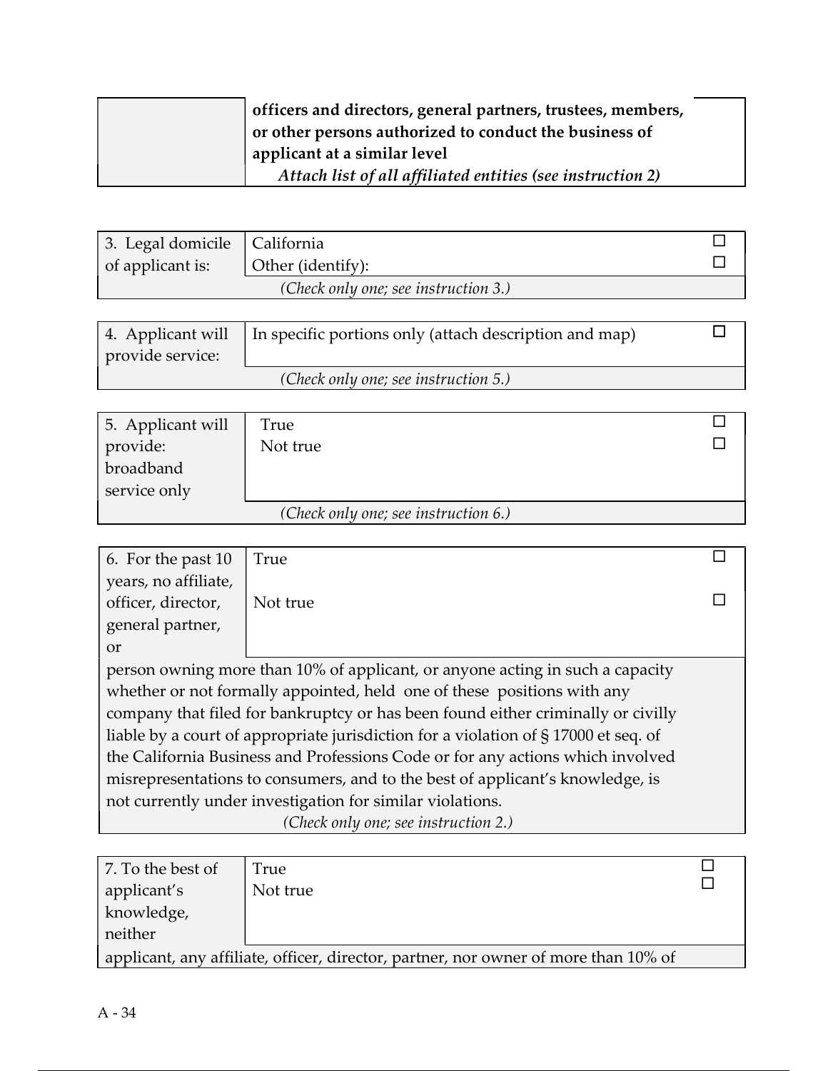| | | |
|---|---|---|
| | **officers and directors, general partners, trustees, members, or other persons authorized to conduct the business of applicant at a similar level** *Attach list of all affiliated entities (see instruction 2)* | |

| | | |
|---|---|---|
| 3. Legal domicile of applicant is: | California | ☐ |
| | Other (identify): | ☐ |
| *(Check only one; see instruction 3.)* | | |

| | | |
|---|---|---|
| 4. Applicant will provide service: | In specific portions only (attach description and map) | ☐ |
| *(Check only one; see instruction 5.)* | | |

| | | |
|---|---|---|
| 5. Applicant will provide: broadband service only | True | ☐ |
| | Not true | ☐ |
| *(Check only one; see instruction 6.)* | | |

| | | |
|---|---|---|
| 6. For the past 10 years, no affiliate, officer, director, general partner, or | True | ☐ |
| | Not true | ☐ |
| person owning more than 10% of applicant, or anyone acting in such a capacity whether or not formally appointed, held one of these positions with any company that filed for bankruptcy or has been found either criminally or civilly liable by a court of appropriate jurisdiction for a violation of § 17000 et seq. of the California Business and Professions Code or for any actions which involved misrepresentations to consumers, and to the best of applicant's knowledge, is not currently under investigation for similar violations. *(Check only one; see instruction 2.)* | | |

| | | |
|---|---|---|
| 7. To the best of applicant's knowledge, neither | True | ☐ |
| | Not true | ☐ |
| applicant, any affiliate, officer, director, partner, nor owner of more than 10% of | | |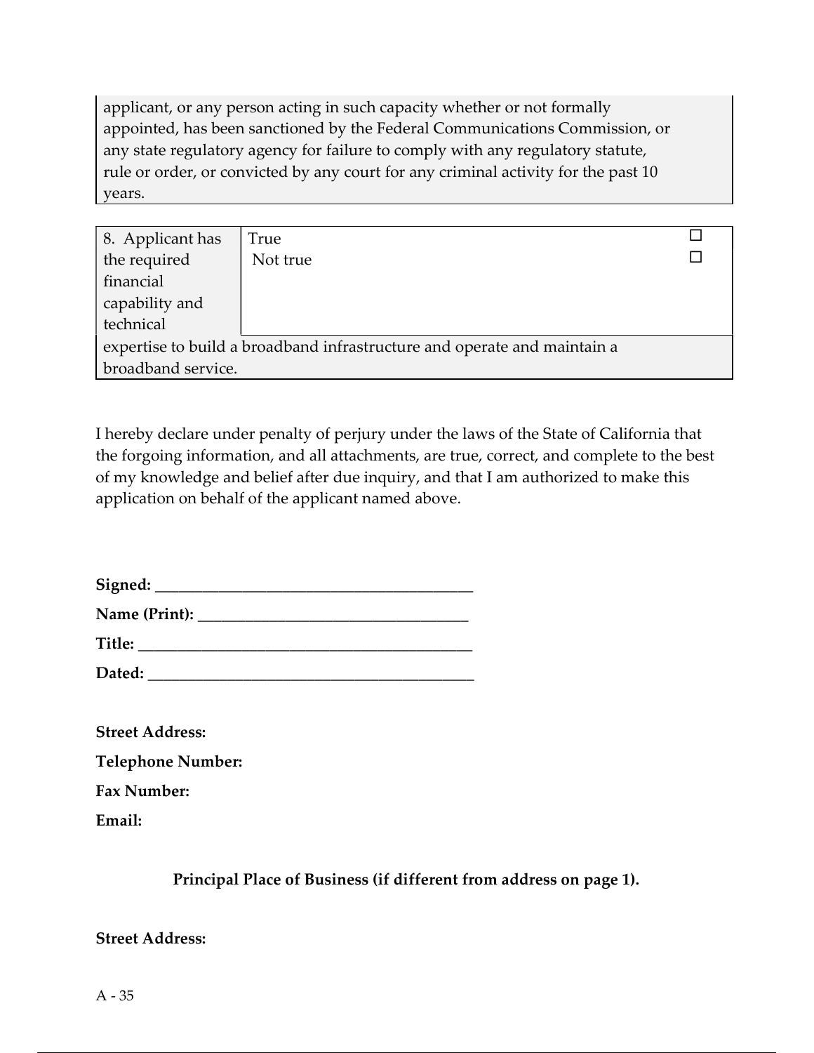applicant, or any person acting in such capacity whether or not formally appointed, has been sanctioned by the Federal Communications Commission, or any state regulatory agency for failure to comply with any regulatory statute, rule or order, or convicted by any court for any criminal activity for the past 10 years.

| 8. Applicant has the required financial capability and technical expertise to build a broadband infrastructure and operate and maintain a broadband service. | True | ☐ |
|---|---|---|
| | Not true | ☐ |

I hereby declare under penalty of perjury under the laws of the State of California that the forgoing information, and all attachments, are true, correct, and complete to the best of my knowledge and belief after due inquiry, and that I am authorized to make this application on behalf of the applicant named above.

**Signed:** ________________________________________

**Name (Print):** __________________________________

**Title:** __________________________________________

**Dated:** _________________________________________

**Street Address:**

**Telephone Number:**

**Fax Number:**

**Email:**

**Principal Place of Business (if different from address on page 1).**

**Street Address:**

A - 35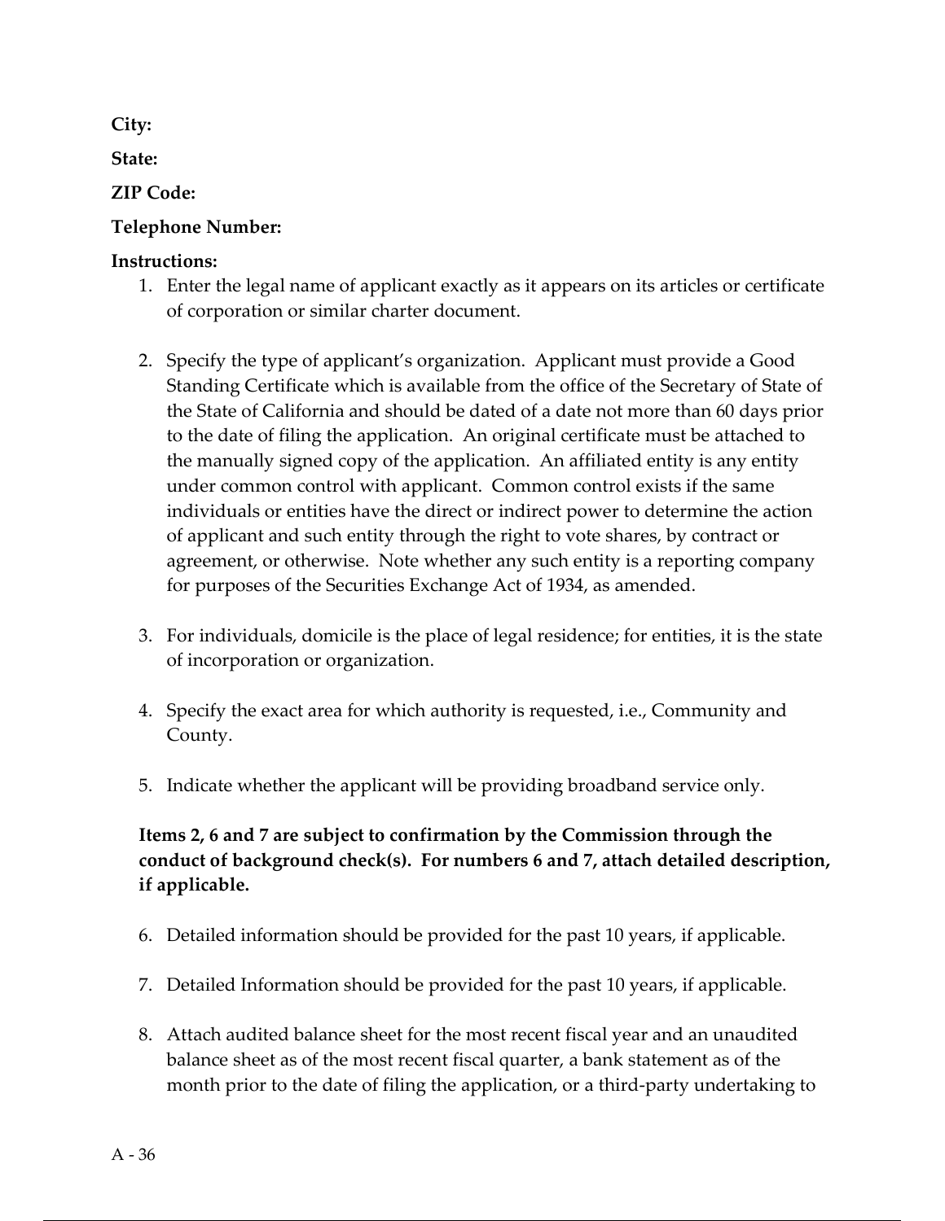**City:**

**State:**

**ZIP Code:**

**Telephone Number:**

**Instructions:**

1. Enter the legal name of applicant exactly as it appears on its articles or certificate of corporation or similar charter document.

2. Specify the type of applicant's organization. Applicant must provide a Good Standing Certificate which is available from the office of the Secretary of State of the State of California and should be dated of a date not more than 60 days prior to the date of filing the application. An original certificate must be attached to the manually signed copy of the application. An affiliated entity is any entity under common control with applicant. Common control exists if the same individuals or entities have the direct or indirect power to determine the action of applicant and such entity through the right to vote shares, by contract or agreement, or otherwise. Note whether any such entity is a reporting company for purposes of the Securities Exchange Act of 1934, as amended.

3. For individuals, domicile is the place of legal residence; for entities, it is the state of incorporation or organization.

4. Specify the exact area for which authority is requested, i.e., Community and County.

5. Indicate whether the applicant will be providing broadband service only.

**Items 2, 6 and 7 are subject to confirmation by the Commission through the conduct of background check(s). For numbers 6 and 7, attach detailed description, if applicable.**

6. Detailed information should be provided for the past 10 years, if applicable.

7. Detailed Information should be provided for the past 10 years, if applicable.

8. Attach audited balance sheet for the most recent fiscal year and an unaudited balance sheet as of the most recent fiscal quarter, a bank statement as of the month prior to the date of filing the application, or a third-party undertaking to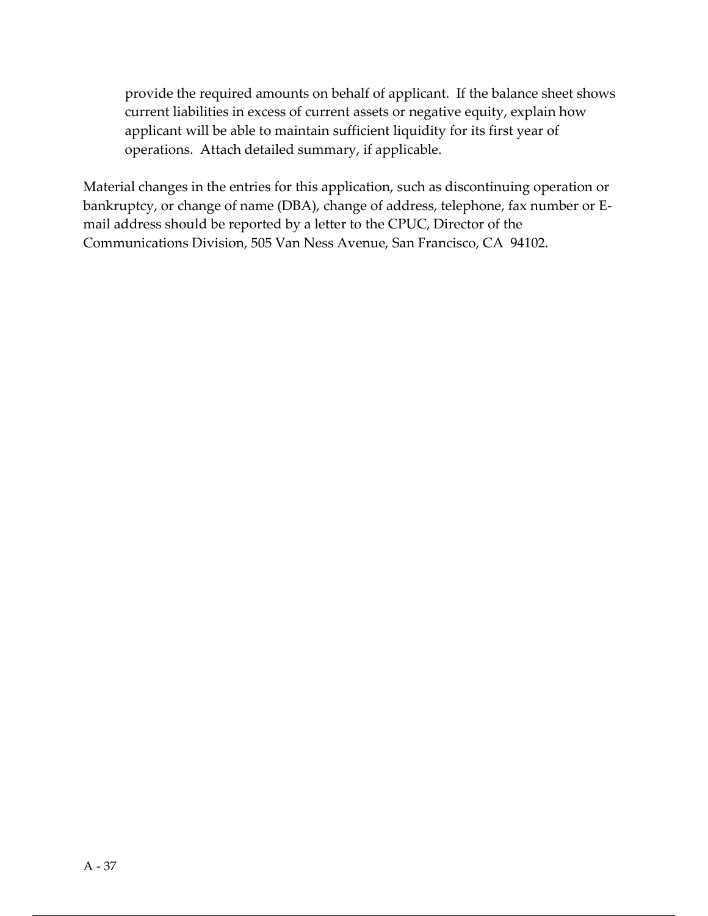provide the required amounts on behalf of applicant. If the balance sheet shows current liabilities in excess of current assets or negative equity, explain how applicant will be able to maintain sufficient liquidity for its first year of operations. Attach detailed summary, if applicable.

Material changes in the entries for this application, such as discontinuing operation or bankruptcy, or change of name (DBA), change of address, telephone, fax number or E-mail address should be reported by a letter to the CPUC, Director of the Communications Division, 505 Van Ness Avenue, San Francisco, CA 94102.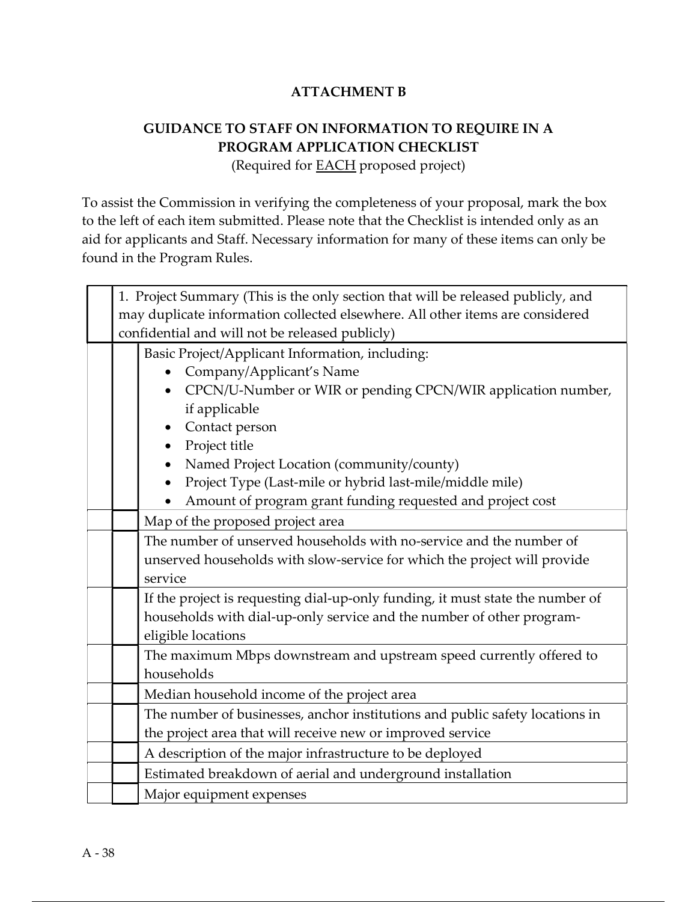**ATTACHMENT B**

**GUIDANCE TO STAFF ON INFORMATION TO REQUIRE IN A PROGRAM APPLICATION CHECKLIST**

(Required for EACH proposed project)

To assist the Commission in verifying the completeness of your proposal, mark the box to the left of each item submitted. Please note that the Checklist is intended only as an aid for applicants and Staff. Necessary information for many of these items can only be found in the Program Rules.

| | | |
|---|---|---|
| | 1. Project Summary (This is the only section that will be released publicly, and may duplicate information collected elsewhere. All other items are considered confidential and will not be released publicly) | |
| | | Basic Project/Applicant Information, including: <br>• Company/Applicant's Name <br>• CPCN/U-Number or WIR or pending CPCN/WIR application number, if applicable <br>• Contact person <br>• Project title <br>• Named Project Location (community/county) <br>• Project Type (Last-mile or hybrid last-mile/middle mile) <br>• Amount of program grant funding requested and project cost |
| | | Map of the proposed project area |
| | | The number of unserved households with no-service and the number of unserved households with slow-service for which the project will provide service |
| | | If the project is requesting dial-up-only funding, it must state the number of households with dial-up-only service and the number of other program-eligible locations |
| | | The maximum Mbps downstream and upstream speed currently offered to households |
| | | Median household income of the project area |
| | | The number of businesses, anchor institutions and public safety locations in the project area that will receive new or improved service |
| | | A description of the major infrastructure to be deployed |
| | | Estimated breakdown of aerial and underground installation |
| | | Major equipment expenses |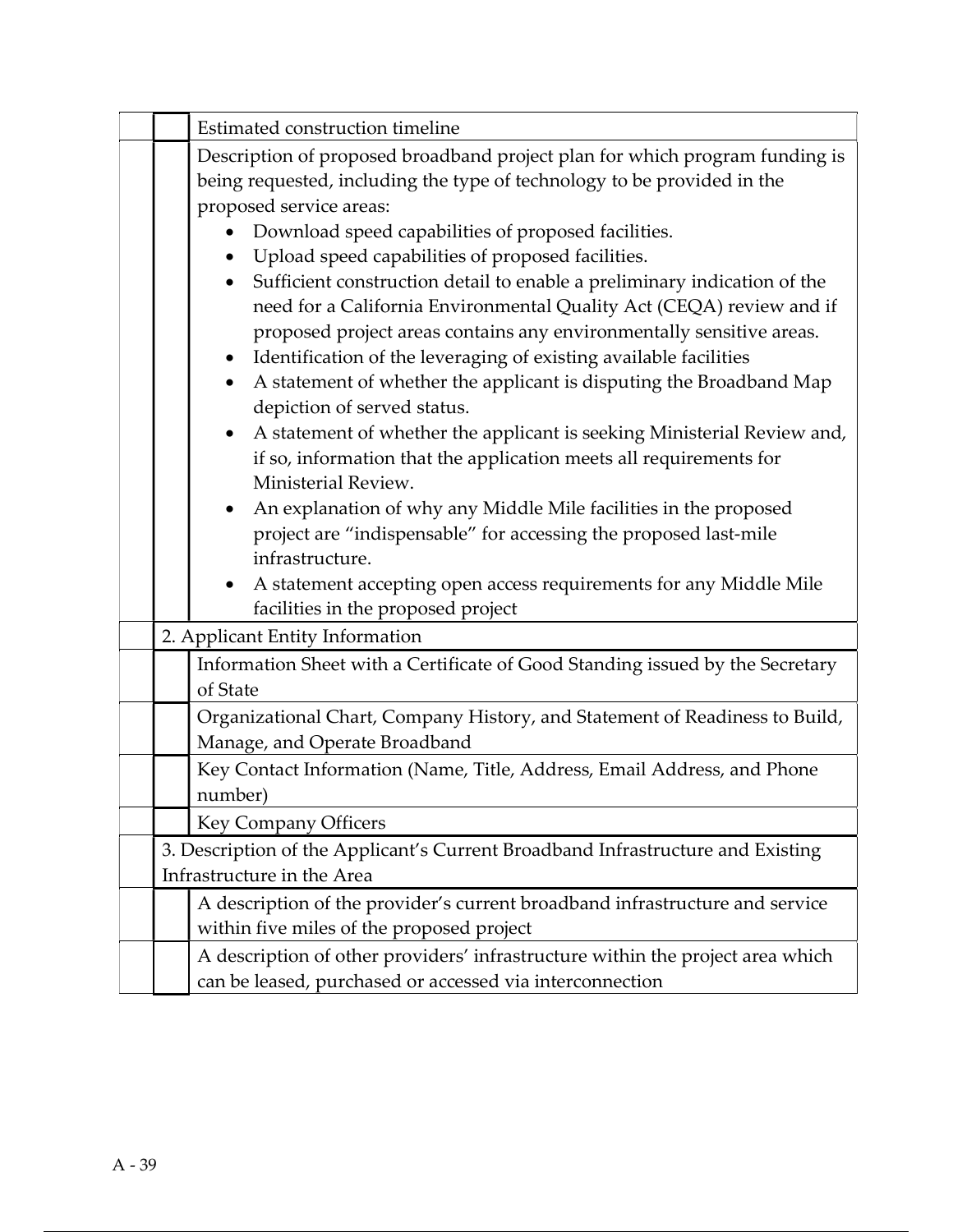| | | |
|---|---|---|
| | | Estimated construction timeline |
| | | Description of proposed broadband project plan for which program funding is being requested, including the type of technology to be provided in the proposed service areas:<br>• Download speed capabilities of proposed facilities.<br>• Upload speed capabilities of proposed facilities.<br>• Sufficient construction detail to enable a preliminary indication of the need for a California Environmental Quality Act (CEQA) review and if proposed project areas contains any environmentally sensitive areas.<br>• Identification of the leveraging of existing available facilities<br>• A statement of whether the applicant is disputing the Broadband Map depiction of served status.<br>• A statement of whether the applicant is seeking Ministerial Review and, if so, information that the application meets all requirements for Ministerial Review.<br>• An explanation of why any Middle Mile facilities in the proposed project are "indispensable" for accessing the proposed last-mile infrastructure.<br>• A statement accepting open access requirements for any Middle Mile facilities in the proposed project |
| | 2. Applicant Entity Information | |
| | | Information Sheet with a Certificate of Good Standing issued by the Secretary of State |
| | | Organizational Chart, Company History, and Statement of Readiness to Build, Manage, and Operate Broadband |
| | | Key Contact Information (Name, Title, Address, Email Address, and Phone number) |
| | | Key Company Officers |
| | 3. Description of the Applicant's Current Broadband Infrastructure and Existing Infrastructure in the Area | |
| | | A description of the provider's current broadband infrastructure and service within five miles of the proposed project |
| | | A description of other providers' infrastructure within the project area which can be leased, purchased or accessed via interconnection |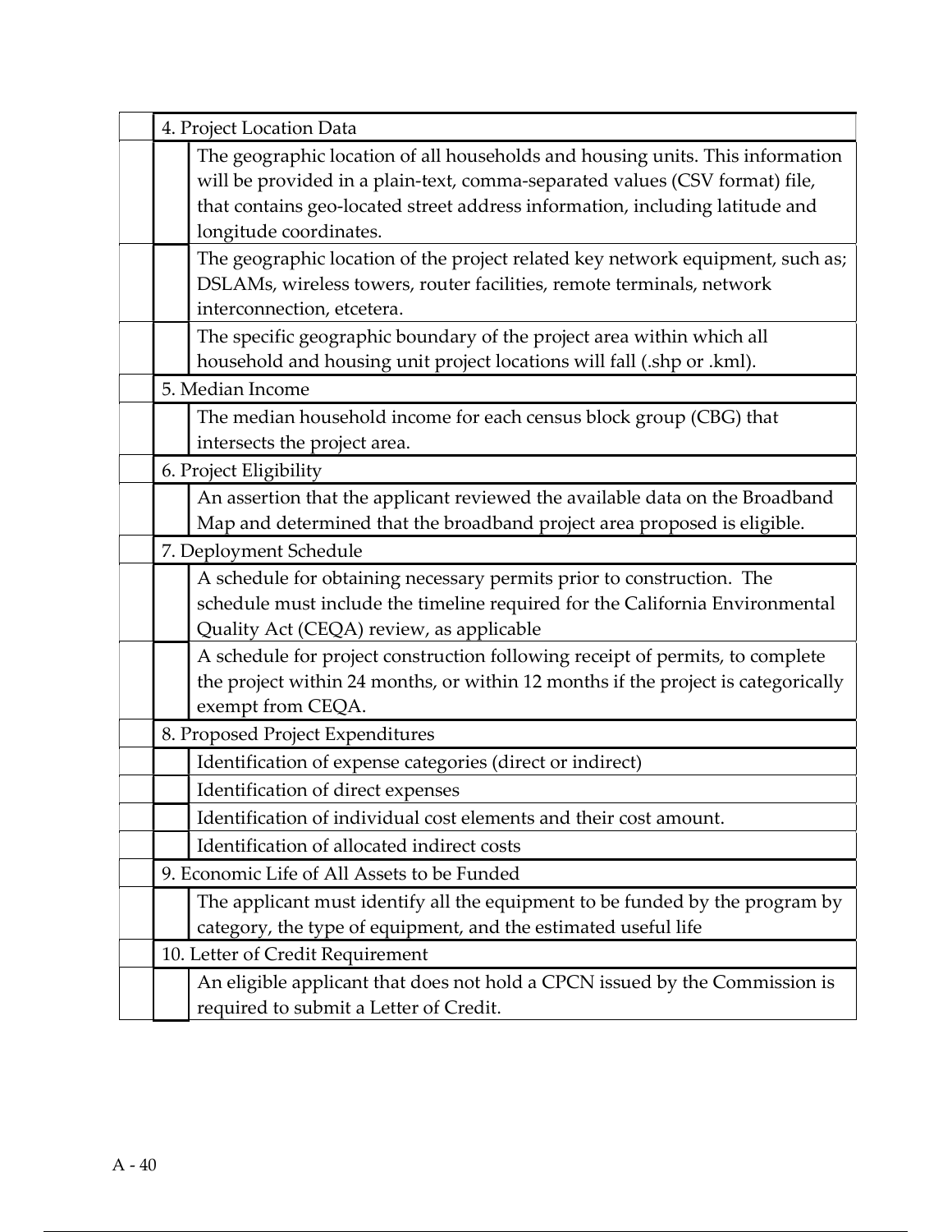| | | |
|---|---|---|
| | 4. Project Location Data | |
| | | The geographic location of all households and housing units. This information will be provided in a plain-text, comma-separated values (CSV format) file, that contains geo-located street address information, including latitude and longitude coordinates. |
| | | The geographic location of the project related key network equipment, such as; DSLAMs, wireless towers, router facilities, remote terminals, network interconnection, etcetera. |
| | | The specific geographic boundary of the project area within which all household and housing unit project locations will fall (.shp or .kml). |
| | 5. Median Income | |
| | | The median household income for each census block group (CBG) that intersects the project area. |
| | 6. Project Eligibility | |
| | | An assertion that the applicant reviewed the available data on the Broadband Map and determined that the broadband project area proposed is eligible. |
| | 7. Deployment Schedule | |
| | | A schedule for obtaining necessary permits prior to construction. The schedule must include the timeline required for the California Environmental Quality Act (CEQA) review, as applicable |
| | | A schedule for project construction following receipt of permits, to complete the project within 24 months, or within 12 months if the project is categorically exempt from CEQA. |
| | 8. Proposed Project Expenditures | |
| | | Identification of expense categories (direct or indirect) |
| | | Identification of direct expenses |
| | | Identification of individual cost elements and their cost amount. |
| | | Identification of allocated indirect costs |
| | 9. Economic Life of All Assets to be Funded | |
| | | The applicant must identify all the equipment to be funded by the program by category, the type of equipment, and the estimated useful life |
| | 10. Letter of Credit Requirement | |
| | | An eligible applicant that does not hold a CPCN issued by the Commission is required to submit a Letter of Credit. |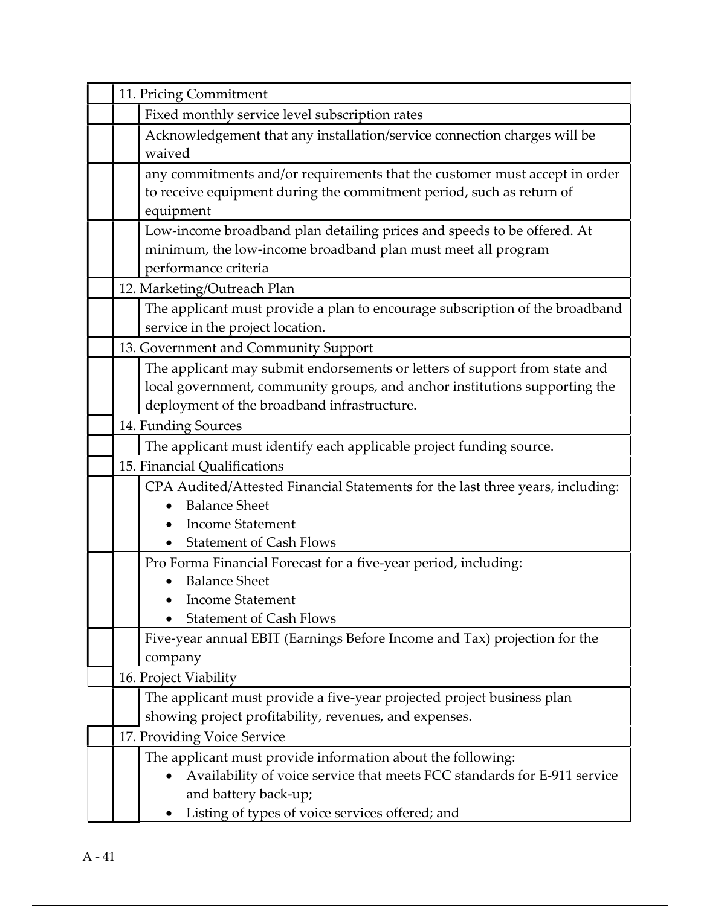| | | |
|---|---|---|
| | 11. Pricing Commitment | |
| | | Fixed monthly service level subscription rates |
| | | Acknowledgement that any installation/service connection charges will be waived |
| | | any commitments and/or requirements that the customer must accept in order to receive equipment during the commitment period, such as return of equipment |
| | | Low-income broadband plan detailing prices and speeds to be offered. At minimum, the low-income broadband plan must meet all program performance criteria |
| | 12. Marketing/Outreach Plan | |
| | | The applicant must provide a plan to encourage subscription of the broadband service in the project location. |
| | 13. Government and Community Support | |
| | | The applicant may submit endorsements or letters of support from state and local government, community groups, and anchor institutions supporting the deployment of the broadband infrastructure. |
| | 14. Funding Sources | |
| | | The applicant must identify each applicable project funding source. |
| | 15. Financial Qualifications | |
| | | CPA Audited/Attested Financial Statements for the last three years, including:<br>• Balance Sheet<br>• Income Statement<br>• Statement of Cash Flows |
| | | Pro Forma Financial Forecast for a five-year period, including:<br>• Balance Sheet<br>• Income Statement<br>• Statement of Cash Flows |
| | | Five-year annual EBIT (Earnings Before Income and Tax) projection for the company |
| | 16. Project Viability | |
| | | The applicant must provide a five-year projected project business plan showing project profitability, revenues, and expenses. |
| | 17. Providing Voice Service | |
| | | The applicant must provide information about the following:<br>• Availability of voice service that meets FCC standards for E-911 service and battery back-up;<br>• Listing of types of voice services offered; and |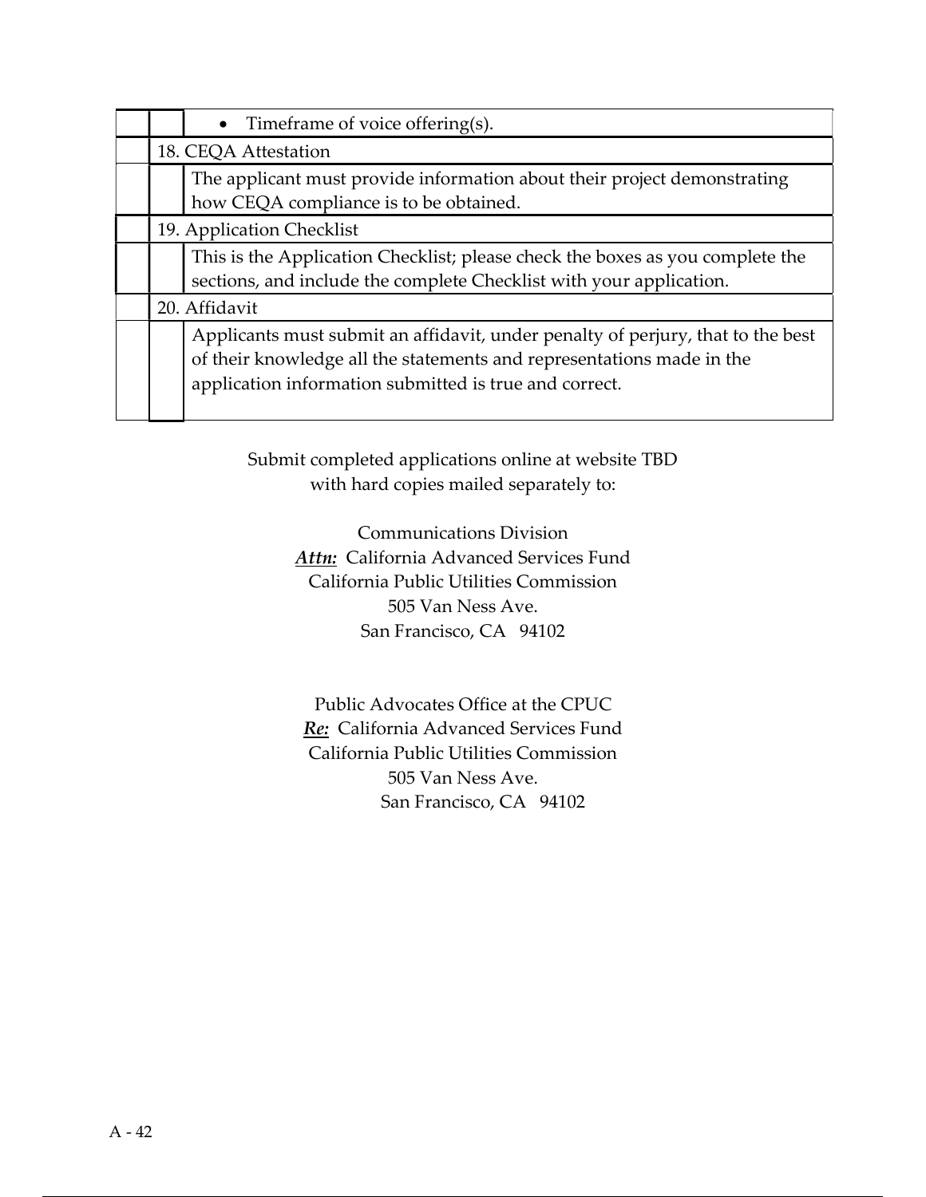| | | |
|---|---|---|
| | | • Timeframe of voice offering(s). |
| | 18. CEQA Attestation | |
| | | The applicant must provide information about their project demonstrating how CEQA compliance is to be obtained. |
| | 19. Application Checklist | |
| | | This is the Application Checklist; please check the boxes as you complete the sections, and include the complete Checklist with your application. |
| | 20. Affidavit | |
| | | Applicants must submit an affidavit, under penalty of perjury, that to the best of their knowledge all the statements and representations made in the application information submitted is true and correct. |

Submit completed applications online at website TBD
with hard copies mailed separately to:

Communications Division
***Attn:*** California Advanced Services Fund
California Public Utilities Commission
505 Van Ness Ave.
San Francisco, CA 94102

Public Advocates Office at the CPUC
***Re:*** California Advanced Services Fund
California Public Utilities Commission
505 Van Ness Ave.
San Francisco, CA 94102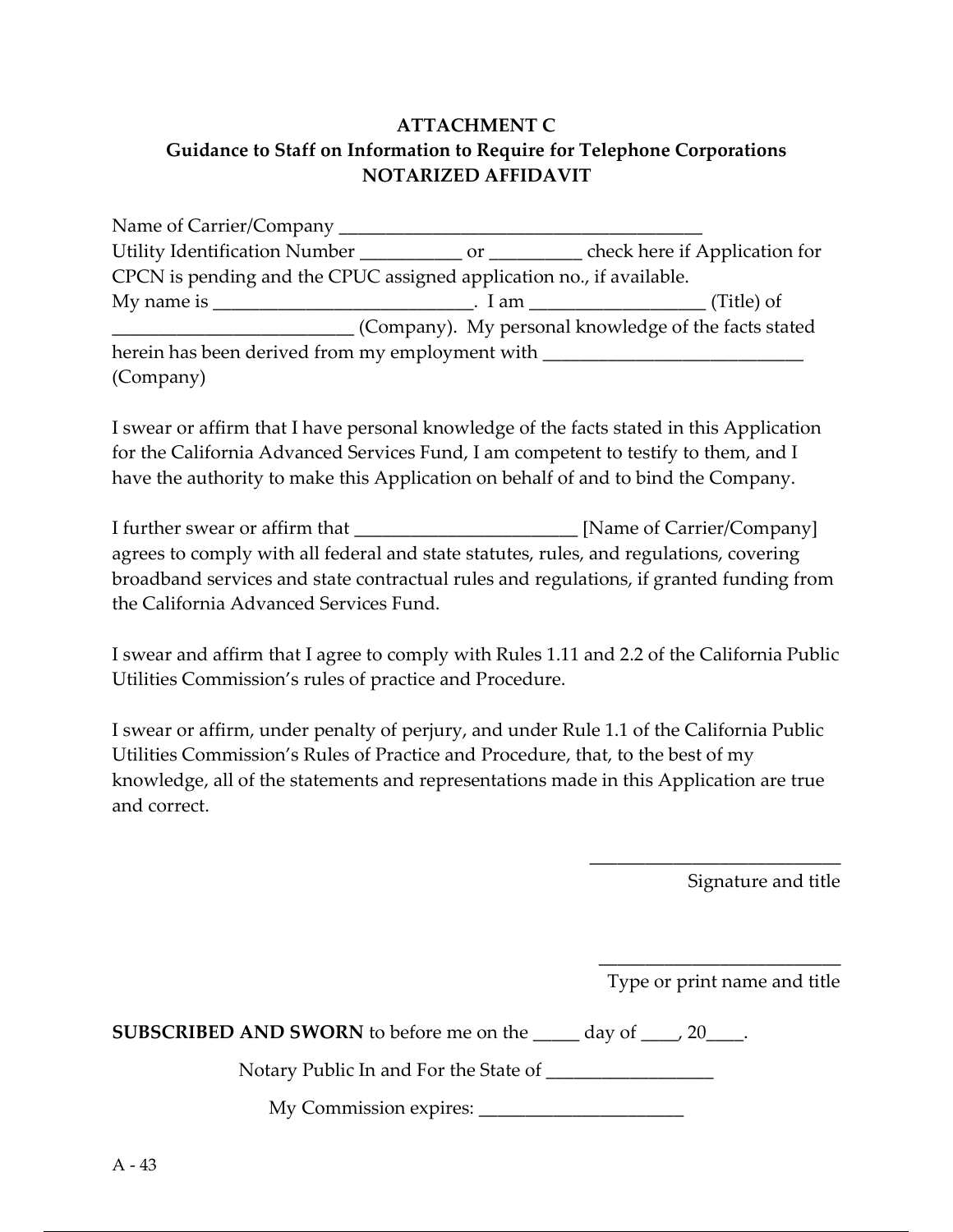**ATTACHMENT C**
**Guidance to Staff on Information to Require for Telephone Corporations**
**NOTARIZED AFFIDAVIT**

Name of Carrier/Company ________________________________________
Utility Identification Number ___________ or __________ check here if Application for CPCN is pending and the CPUC assigned application no., if available.
My name is _____________________________. I am ___________________ (Title) of __________________________ (Company). My personal knowledge of the facts stated herein has been derived from my employment with ____________________________ (Company)

I swear or affirm that I have personal knowledge of the facts stated in this Application for the California Advanced Services Fund, I am competent to testify to them, and I have the authority to make this Application on behalf of and to bind the Company.

I further swear or affirm that ________________________ [Name of Carrier/Company] agrees to comply with all federal and state statutes, rules, and regulations, covering broadband services and state contractual rules and regulations, if granted funding from the California Advanced Services Fund.

I swear and affirm that I agree to comply with Rules 1.11 and 2.2 of the California Public Utilities Commission's rules of practice and Procedure.

I swear or affirm, under penalty of perjury, and under Rule 1.1 of the California Public Utilities Commission's Rules of Practice and Procedure, that, to the best of my knowledge, all of the statements and representations made in this Application are true and correct.

____________________________
Signature and title

___________________________
Type or print name and title

**SUBSCRIBED AND SWORN** to before me on the _____ day of ____, 20____.

Notary Public In and For the State of __________________

My Commission expires: ______________________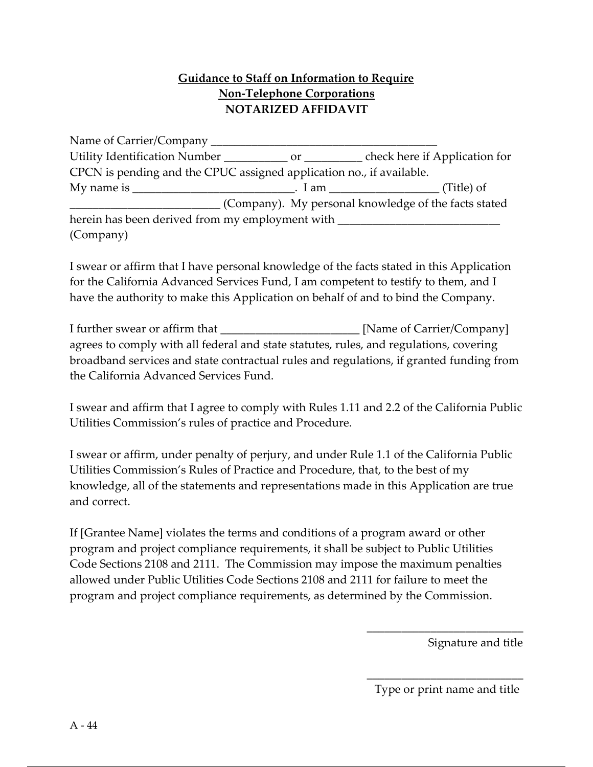**Guidance to Staff on Information to Require**
**Non-Telephone Corporations**
**NOTARIZED AFFIDAVIT**

Name of Carrier/Company ________________________________________
Utility Identification Number ___________ or __________ check here if Application for CPCN is pending and the CPUC assigned application no., if available.
My name is ____________________________. I am ___________________ (Title) of __________________________ (Company). My personal knowledge of the facts stated herein has been derived from my employment with ____________________________ (Company)

I swear or affirm that I have personal knowledge of the facts stated in this Application for the California Advanced Services Fund, I am competent to testify to them, and I have the authority to make this Application on behalf of and to bind the Company.

I further swear or affirm that ________________________ [Name of Carrier/Company] agrees to comply with all federal and state statutes, rules, and regulations, covering broadband services and state contractual rules and regulations, if granted funding from the California Advanced Services Fund.

I swear and affirm that I agree to comply with Rules 1.11 and 2.2 of the California Public Utilities Commission's rules of practice and Procedure.

I swear or affirm, under penalty of perjury, and under Rule 1.1 of the California Public Utilities Commission's Rules of Practice and Procedure, that, to the best of my knowledge, all of the statements and representations made in this Application are true and correct.

If [Grantee Name] violates the terms and conditions of a program award or other program and project compliance requirements, it shall be subject to Public Utilities Code Sections 2108 and 2111. The Commission may impose the maximum penalties allowed under Public Utilities Code Sections 2108 and 2111 for failure to meet the program and project compliance requirements, as determined by the Commission.

____________________________
Signature and title

____________________________
Type or print name and title

A - 44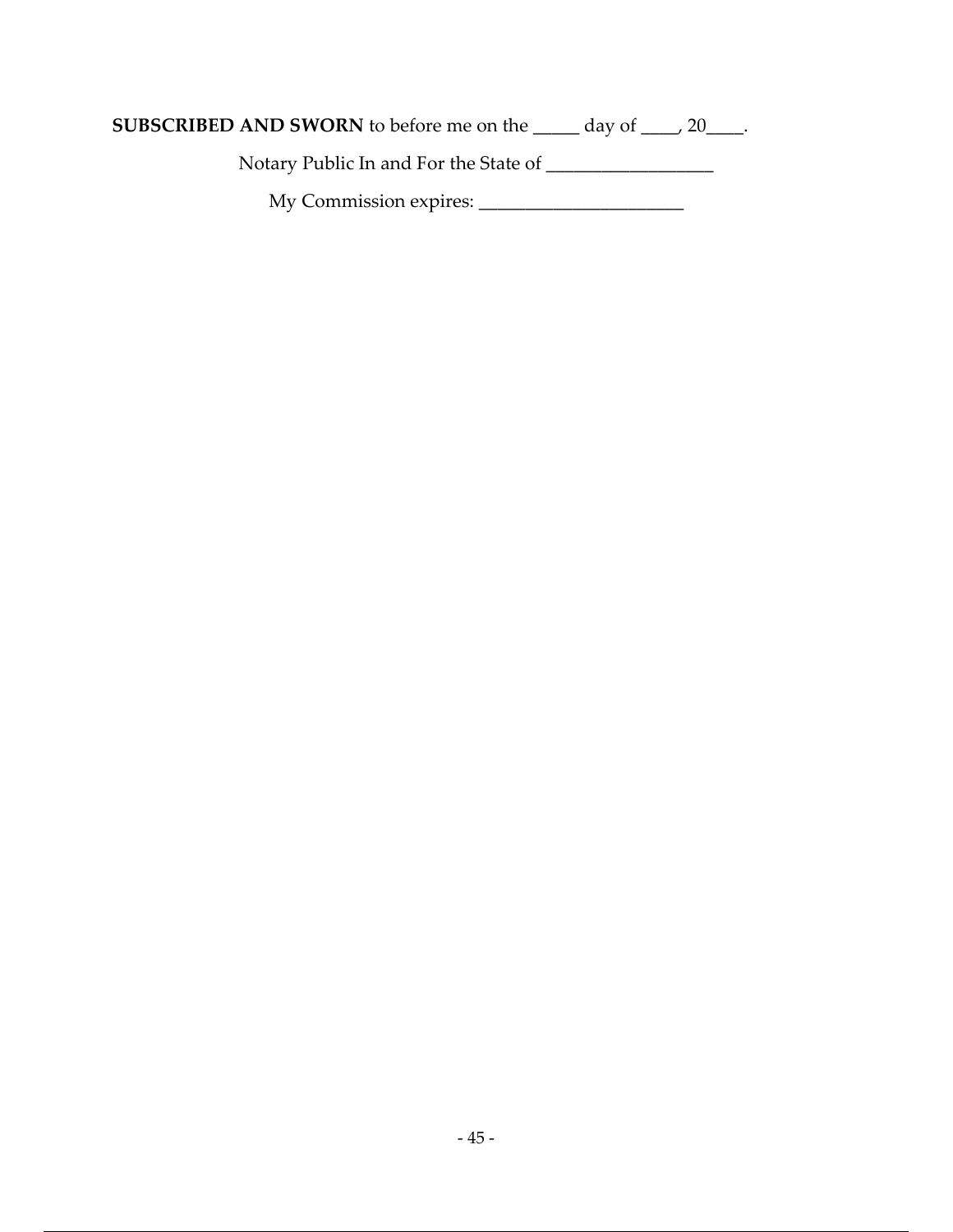**SUBSCRIBED AND SWORN** to before me on the _____ day of ____, 20____.

Notary Public In and For the State of __________________

My Commission expires: ______________________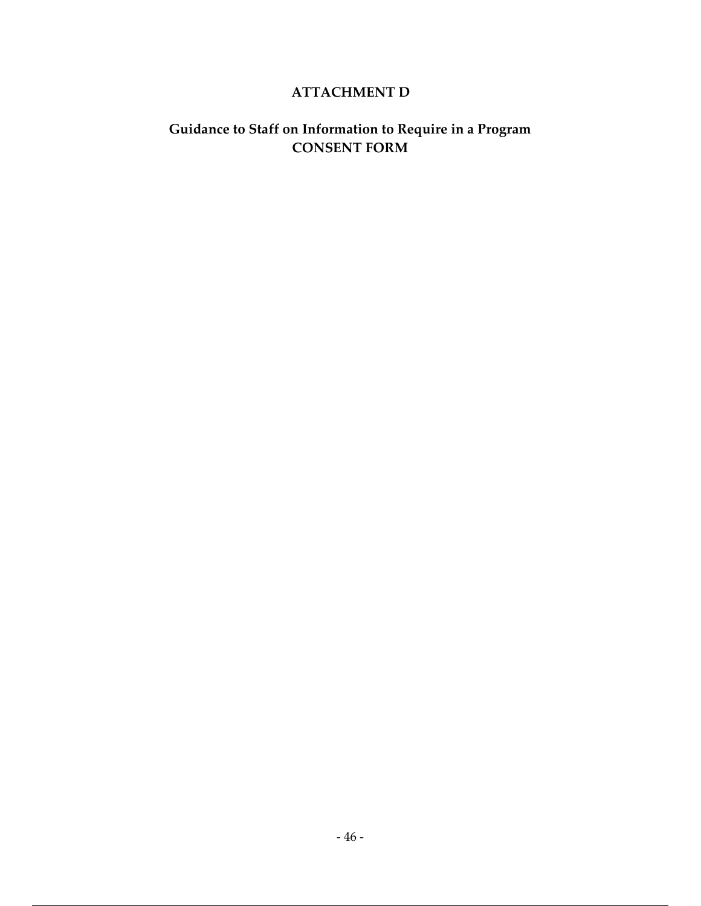# ATTACHMENT D

## Guidance to Staff on Information to Require in a Program CONSENT FORM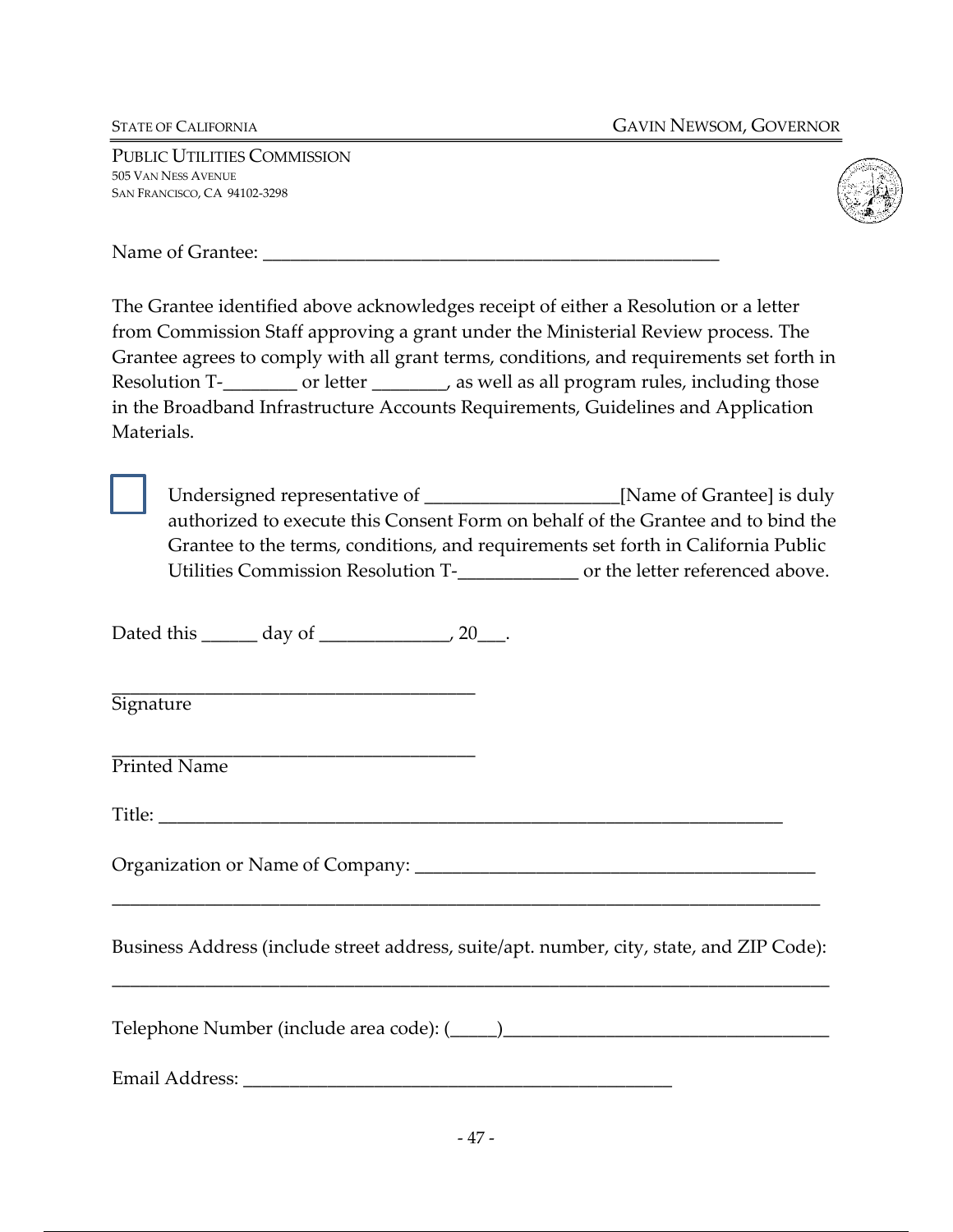STATE OF CALIFORNIA GAVIN NEWSOM, GOVERNOR

PUBLIC UTILITIES COMMISSION
505 VAN NESS AVENUE
SAN FRANCISCO, CA 94102-3298

Name of Grantee: ___________________________________________________

The Grantee identified above acknowledges receipt of either a Resolution or a letter from Commission Staff approving a grant under the Ministerial Review process. The Grantee agrees to comply with all grant terms, conditions, and requirements set forth in Resolution T-________ or letter ________, as well as all program rules, including those in the Broadband Infrastructure Accounts Requirements, Guidelines and Application Materials.

☐ Undersigned representative of ____________________[Name of Grantee] is duly authorized to execute this Consent Form on behalf of the Grantee and to bind the Grantee to the terms, conditions, and requirements set forth in California Public Utilities Commission Resolution T-_____________ or the letter referenced above.

Dated this ______ day of ______________, 20___.

________________________________________
Signature

________________________________________
Printed Name

Title: ______________________________________________________________________

Organization or Name of Company: ____________________________________________

______________________________________________________________________________

Business Address (include street address, suite/apt. number, city, state, and ZIP Code):

______________________________________________________________________________

Telephone Number (include area code): (_____)____________________________________

Email Address: _______________________________________________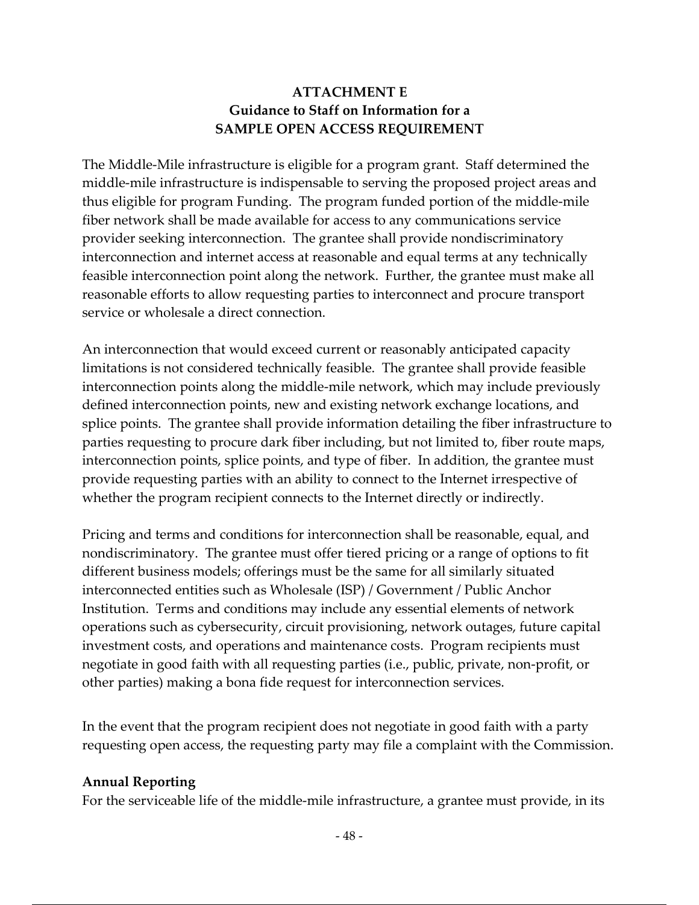# ATTACHMENT E
## Guidance to Staff on Information for a
## SAMPLE OPEN ACCESS REQUIREMENT

The Middle-Mile infrastructure is eligible for a program grant. Staff determined the middle-mile infrastructure is indispensable to serving the proposed project areas and thus eligible for program Funding. The program funded portion of the middle-mile fiber network shall be made available for access to any communications service provider seeking interconnection. The grantee shall provide nondiscriminatory interconnection and internet access at reasonable and equal terms at any technically feasible interconnection point along the network. Further, the grantee must make all reasonable efforts to allow requesting parties to interconnect and procure transport service or wholesale a direct connection.

An interconnection that would exceed current or reasonably anticipated capacity limitations is not considered technically feasible. The grantee shall provide feasible interconnection points along the middle-mile network, which may include previously defined interconnection points, new and existing network exchange locations, and splice points. The grantee shall provide information detailing the fiber infrastructure to parties requesting to procure dark fiber including, but not limited to, fiber route maps, interconnection points, splice points, and type of fiber. In addition, the grantee must provide requesting parties with an ability to connect to the Internet irrespective of whether the program recipient connects to the Internet directly or indirectly.

Pricing and terms and conditions for interconnection shall be reasonable, equal, and nondiscriminatory. The grantee must offer tiered pricing or a range of options to fit different business models; offerings must be the same for all similarly situated interconnected entities such as Wholesale (ISP) / Government / Public Anchor Institution. Terms and conditions may include any essential elements of network operations such as cybersecurity, circuit provisioning, network outages, future capital investment costs, and operations and maintenance costs. Program recipients must negotiate in good faith with all requesting parties (i.e., public, private, non-profit, or other parties) making a bona fide request for interconnection services.

In the event that the program recipient does not negotiate in good faith with a party requesting open access, the requesting party may file a complaint with the Commission.

**Annual Reporting**

For the serviceable life of the middle-mile infrastructure, a grantee must provide, in its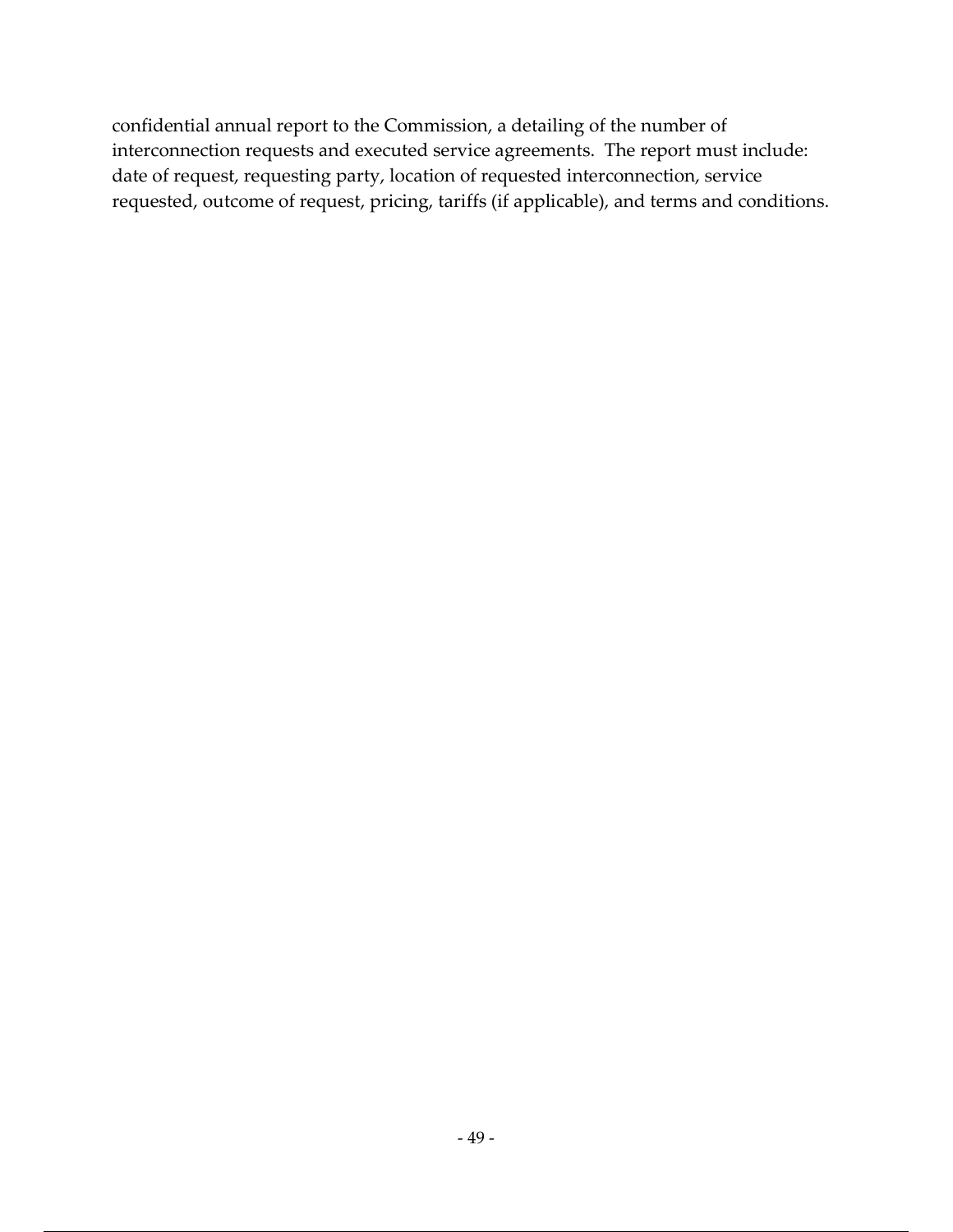confidential annual report to the Commission, a detailing of the number of interconnection requests and executed service agreements. The report must include: date of request, requesting party, location of requested interconnection, service requested, outcome of request, pricing, tariffs (if applicable), and terms and conditions.